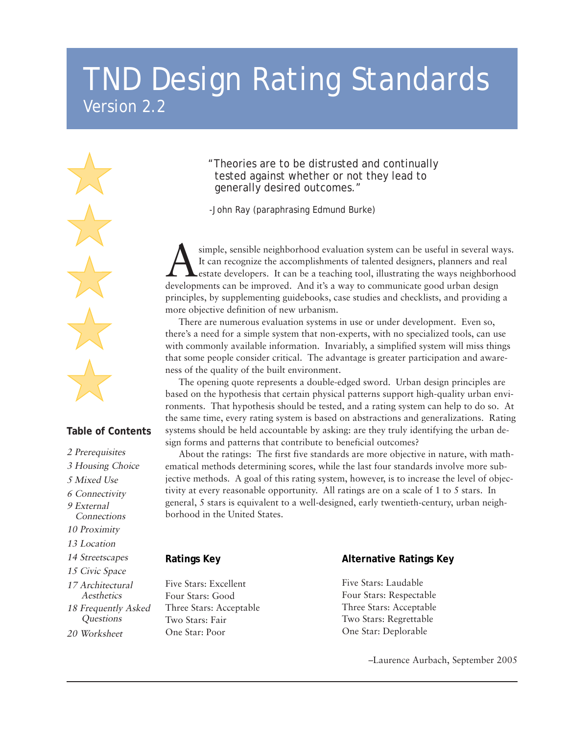# TND Design Rating Standards

Version 2.2

"Theories are to be distrusted and continually tested against whether or not they lead to generally desired outcomes."

-John Ray (paraphrasing Edmund Burke)

A simple, sensible neighborhood evaluation system can be useful in several ways. It can recognize the accomplishments of talented designers, planners and real estate developers. It can be a teaching tool, illustrating the ways neighborhood developments can be improved. And it's a way to communicate good urban design principles, by supplementing guidebooks, case studies and checklists, and providing a more objective definition of new urbanism.

There are numerous evaluation systems in use or under development. Even so, there's a need for a simple system that non-experts, with no specialized tools, can use with commonly available information. Invariably, a simplified system will miss things that some people consider critical. The advantage is greater participation and awareness of the quality of the built environment.

The opening quote represents a double-edged sword. Urban design principles are based on the hypothesis that certain physical patterns support high-quality urban environments. That hypothesis should be tested, and a rating system can help to do so. At the same time, every rating system is based on abstractions and generalizations. Rating systems should be held accountable by asking: are they truly identifying the urban design forms and patterns that contribute to beneficial outcomes?

About the ratings: The first five standards are more objective in nature, with mathematical methods determining scores, while the last four standards involve more subjective methods. A goal of this rating system, however, is to increase the level of objectivity at every reasonable opportunity. All ratings are on a scale of 1 to 5 stars. In general, 5 stars is equivalent to a well-designed, early twentieth-century, urban neighborhood in the United States.

### Table of Contents

*2 Prerequisites*
*3 Housing Choice*
*5 Mixed Use*
*6 Connectivity*
*9 External Connections*
*10 Proximity*
*13 Location*
*14 Streetscapes*
*15 Civic Space*
*17 Architectural Aesthetics*
*18 Frequently Asked Questions*
*20 Worksheet*

### Ratings Key

Five Stars: Excellent
Four Stars: Good
Three Stars: Acceptable
Two Stars: Fair
One Star: Poor

### Alternative Ratings Key

Five Stars: Laudable
Four Stars: Respectable
Three Stars: Acceptable
Two Stars: Regrettable
One Star: Deplorable

–Laurence Aurbach, September 2005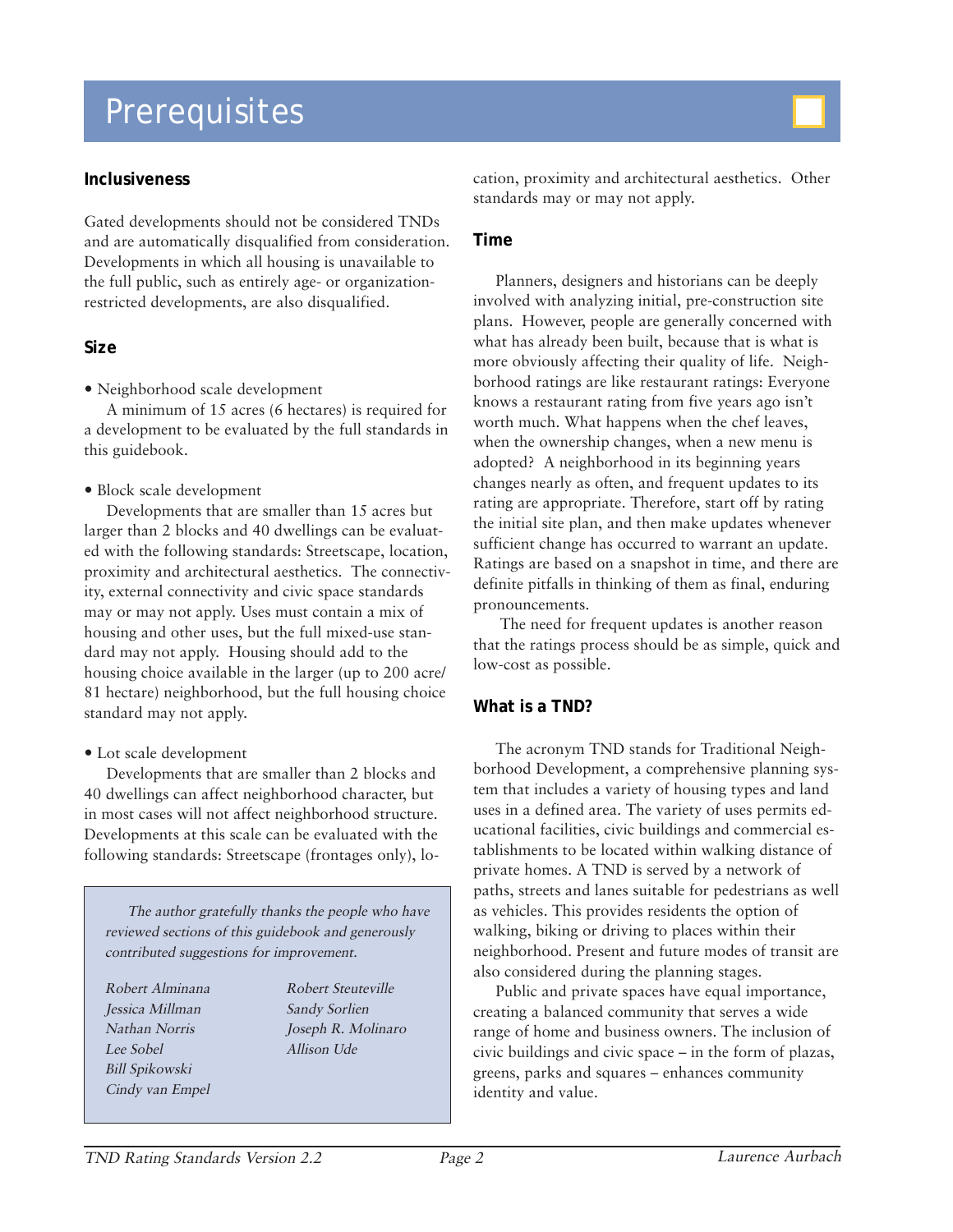# Prerequisites

## Inclusiveness

Gated developments should not be considered TNDs and are automatically disqualified from consideration. Developments in which all housing is unavailable to the full public, such as entirely age- or organization-restricted developments, are also disqualified.

## Size

- Neighborhood scale development

A minimum of 15 acres (6 hectares) is required for a development to be evaluated by the full standards in this guidebook.

- Block scale development

Developments that are smaller than 15 acres but larger than 2 blocks and 40 dwellings can be evaluated with the following standards: Streetscape, location, proximity and architectural aesthetics. The connectivity, external connectivity and civic space standards may or may not apply. Uses must contain a mix of housing and other uses, but the full mixed-use standard may not apply. Housing should add to the housing choice available in the larger (up to 200 acre/ 81 hectare) neighborhood, but the full housing choice standard may not apply.

- Lot scale development

Developments that are smaller than 2 blocks and 40 dwellings can affect neighborhood character, but in most cases will not affect neighborhood structure. Developments at this scale can be evaluated with the following standards: Streetscape (frontages only), location, proximity and architectural aesthetics. Other standards may or may not apply.

*The author gratefully thanks the people who have reviewed sections of this guidebook and generously contributed suggestions for improvement.*

*Robert Alminana*
*Jessica Millman*
*Nathan Norris*
*Lee Sobel*
*Bill Spikowski*
*Cindy van Empel*
*Robert Steuteville*
*Sandy Sorlien*
*Joseph R. Molinaro*
*Allison Ude*

## Time

Planners, designers and historians can be deeply involved with analyzing initial, pre-construction site plans. However, people are generally concerned with what has already been built, because that is what is more obviously affecting their quality of life. Neighborhood ratings are like restaurant ratings: Everyone knows a restaurant rating from five years ago isn't worth much. What happens when the chef leaves, when the ownership changes, when a new menu is adopted? A neighborhood in its beginning years changes nearly as often, and frequent updates to its rating are appropriate. Therefore, start off by rating the initial site plan, and then make updates whenever sufficient change has occurred to warrant an update. Ratings are based on a snapshot in time, and there are definite pitfalls in thinking of them as final, enduring pronouncements.

The need for frequent updates is another reason that the ratings process should be as simple, quick and low-cost as possible.

## What is a TND?

The acronym TND stands for Traditional Neighborhood Development, a comprehensive planning system that includes a variety of housing types and land uses in a defined area. The variety of uses permits educational facilities, civic buildings and commercial establishments to be located within walking distance of private homes. A TND is served by a network of paths, streets and lanes suitable for pedestrians as well as vehicles. This provides residents the option of walking, biking or driving to places within their neighborhood. Present and future modes of transit are also considered during the planning stages.

Public and private spaces have equal importance, creating a balanced community that serves a wide range of home and business owners. The inclusion of civic buildings and civic space – in the form of plazas, greens, parks and squares – enhances community identity and value.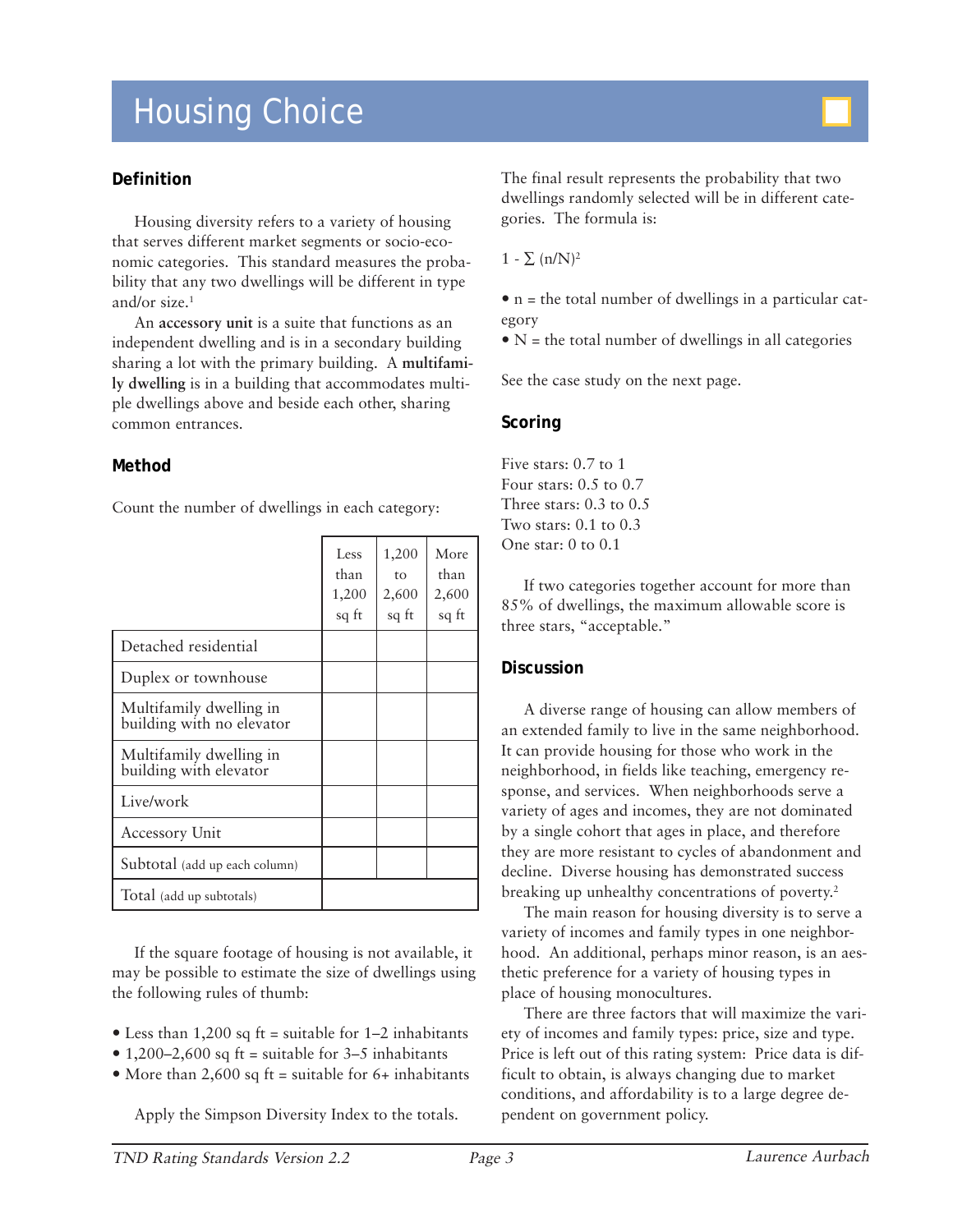# Housing Choice

## Definition

Housing diversity refers to a variety of housing that serves different market segments or socio-economic categories. This standard measures the probability that any two dwellings will be different in type and/or size.[1]

An **accessory unit** is a suite that functions as an independent dwelling and is in a secondary building sharing a lot with the primary building. A **multifamily dwelling** is in a building that accommodates multiple dwellings above and beside each other, sharing common entrances.

## Method

Count the number of dwellings in each category:

| | Less than 1,200 sq ft | 1,200 to 2,600 sq ft | More than 2,600 sq ft |
|---|---|---|---|
| Detached residential | | | |
| Duplex or townhouse | | | |
| Multifamily dwelling in building with no elevator | | | |
| Multifamily dwelling in building with elevator | | | |
| Live/work | | | |
| Accessory Unit | | | |
| Subtotal (add up each column) | | | |
| Total (add up subtotals) | | | |

If the square footage of housing is not available, it may be possible to estimate the size of dwellings using the following rules of thumb:

- Less than 1,200 sq ft = suitable for 1–2 inhabitants
- 1,200–2,600 sq ft = suitable for 3–5 inhabitants
- More than 2,600 sq ft = suitable for 6+ inhabitants

Apply the Simpson Diversity Index to the totals. The final result represents the probability that two dwellings randomly selected will be in different categories. The formula is:

$$1 - \sum (n/N)^2$$

- n = the total number of dwellings in a particular category
- N = the total number of dwellings in all categories

See the case study on the next page.

## Scoring

Five stars: 0.7 to 1
Four stars: 0.5 to 0.7
Three stars: 0.3 to 0.5
Two stars: 0.1 to 0.3
One star: 0 to 0.1

If two categories together account for more than 85% of dwellings, the maximum allowable score is three stars, "acceptable."

## Discussion

A diverse range of housing can allow members of an extended family to live in the same neighborhood. It can provide housing for those who work in the neighborhood, in fields like teaching, emergency response, and services. When neighborhoods serve a variety of ages and incomes, they are not dominated by a single cohort that ages in place, and therefore they are more resistant to cycles of abandonment and decline. Diverse housing has demonstrated success breaking up unhealthy concentrations of poverty.[2]

The main reason for housing diversity is to serve a variety of incomes and family types in one neighborhood. An additional, perhaps minor reason, is an aesthetic preference for a variety of housing types in place of housing monocultures.

There are three factors that will maximize the variety of incomes and family types: price, size and type. Price is left out of this rating system: Price data is difficult to obtain, is always changing due to market conditions, and affordability is to a large degree dependent on government policy.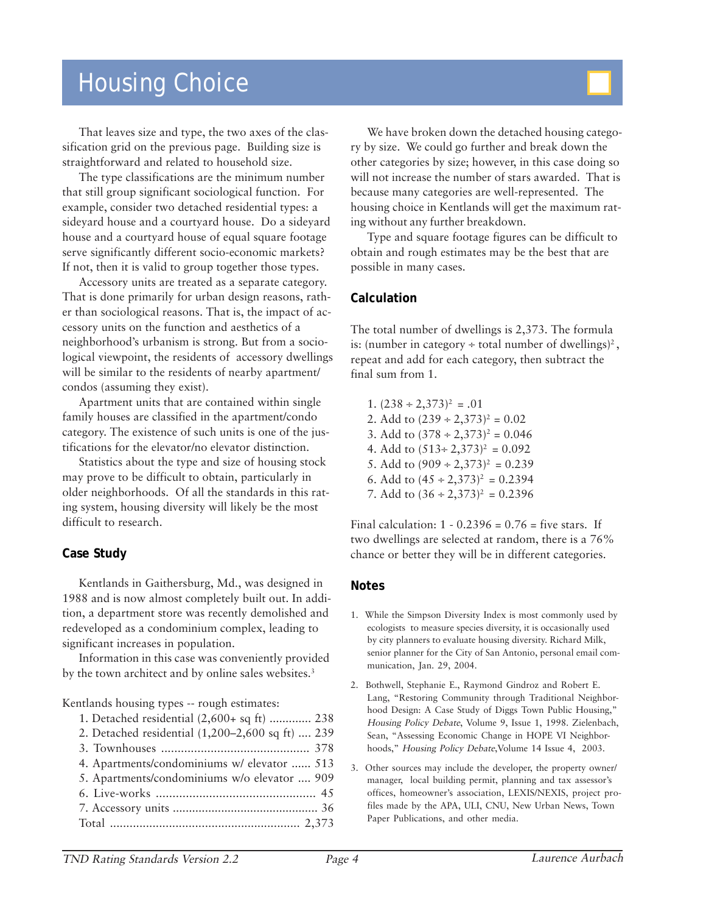# Housing Choice

That leaves size and type, the two axes of the classification grid on the previous page. Building size is straightforward and related to household size.

The type classifications are the minimum number that still group significant sociological function. For example, consider two detached residential types: a sideyard house and a courtyard house. Do a sideyard house and a courtyard house of equal square footage serve significantly different socio-economic markets? If not, then it is valid to group together those types.

Accessory units are treated as a separate category. That is done primarily for urban design reasons, rather than sociological reasons. That is, the impact of accessory units on the function and aesthetics of a neighborhood's urbanism is strong. But from a sociological viewpoint, the residents of accessory dwellings will be similar to the residents of nearby apartment/condos (assuming they exist).

Apartment units that are contained within single family houses are classified in the apartment/condo category. The existence of such units is one of the justifications for the elevator/no elevator distinction.

Statistics about the type and size of housing stock may prove to be difficult to obtain, particularly in older neighborhoods. Of all the standards in this rating system, housing diversity will likely be the most difficult to research.

## Case Study

Kentlands in Gaithersburg, Md., was designed in 1988 and is now almost completely built out. In addition, a department store was recently demolished and redeveloped as a condominium complex, leading to significant increases in population.

Information in this case was conveniently provided by the town architect and by online sales websites.[3]

Kentlands housing types -- rough estimates:

1. Detached residential (2,600+ sq ft) ............. 238
2. Detached residential (1,200–2,600 sq ft) .... 239
3. Townhouses ............................................. 378
4. Apartments/condominiums w/ elevator ...... 513
5. Apartments/condominiums w/o elevator .... 909
6. Live-works ................................................ 45
7. Accessory units ............................................ 36

Total ......................................................... 2,373

We have broken down the detached housing category by size. We could go further and break down the other categories by size; however, in this case doing so will not increase the number of stars awarded. That is because many categories are well-represented. The housing choice in Kentlands will get the maximum rating without any further breakdown.

Type and square footage figures can be difficult to obtain and rough estimates may be the best that are possible in many cases.

## Calculation

The total number of dwellings is 2,373. The formula is: (number in category ÷ total number of dwellings)$^2$, repeat and add for each category, then subtract the final sum from 1.

1. $(238 \div 2{,}373)^2 = .01$
2. Add to $(239 \div 2{,}373)^2 = 0.02$
3. Add to $(378 \div 2{,}373)^2 = 0.046$
4. Add to $(513 \div 2{,}373)^2 = 0.092$
5. Add to $(909 \div 2{,}373)^2 = 0.239$
6. Add to $(45 \div 2{,}373)^2 = 0.2394$
7. Add to $(36 \div 2{,}373)^2 = 0.2396$

Final calculation: 1 - 0.2396 = 0.76 = five stars. If two dwellings are selected at random, there is a 76% chance or better they will be in different categories.

## Notes

1. While the Simpson Diversity Index is most commonly used by ecologists to measure species diversity, it is occasionally used by city planners to evaluate housing diversity. Richard Milk, senior planner for the City of San Antonio, personal email communication, Jan. 29, 2004.
2. Bothwell, Stephanie E., Raymond Gindroz and Robert E. Lang, "Restoring Community through Traditional Neighborhood Design: A Case Study of Diggs Town Public Housing," *Housing Policy Debate*, Volume 9, Issue 1, 1998. Zielenbach, Sean, "Assessing Economic Change in HOPE VI Neighborhoods," *Housing Policy Debate*, Volume 14 Issue 4, 2003.
3. Other sources may include the developer, the property owner/manager, local building permit, planning and tax assessor's offices, homeowner's association, LEXIS/NEXIS, project profiles made by the APA, ULI, CNU, New Urban News, Town Paper Publications, and other media.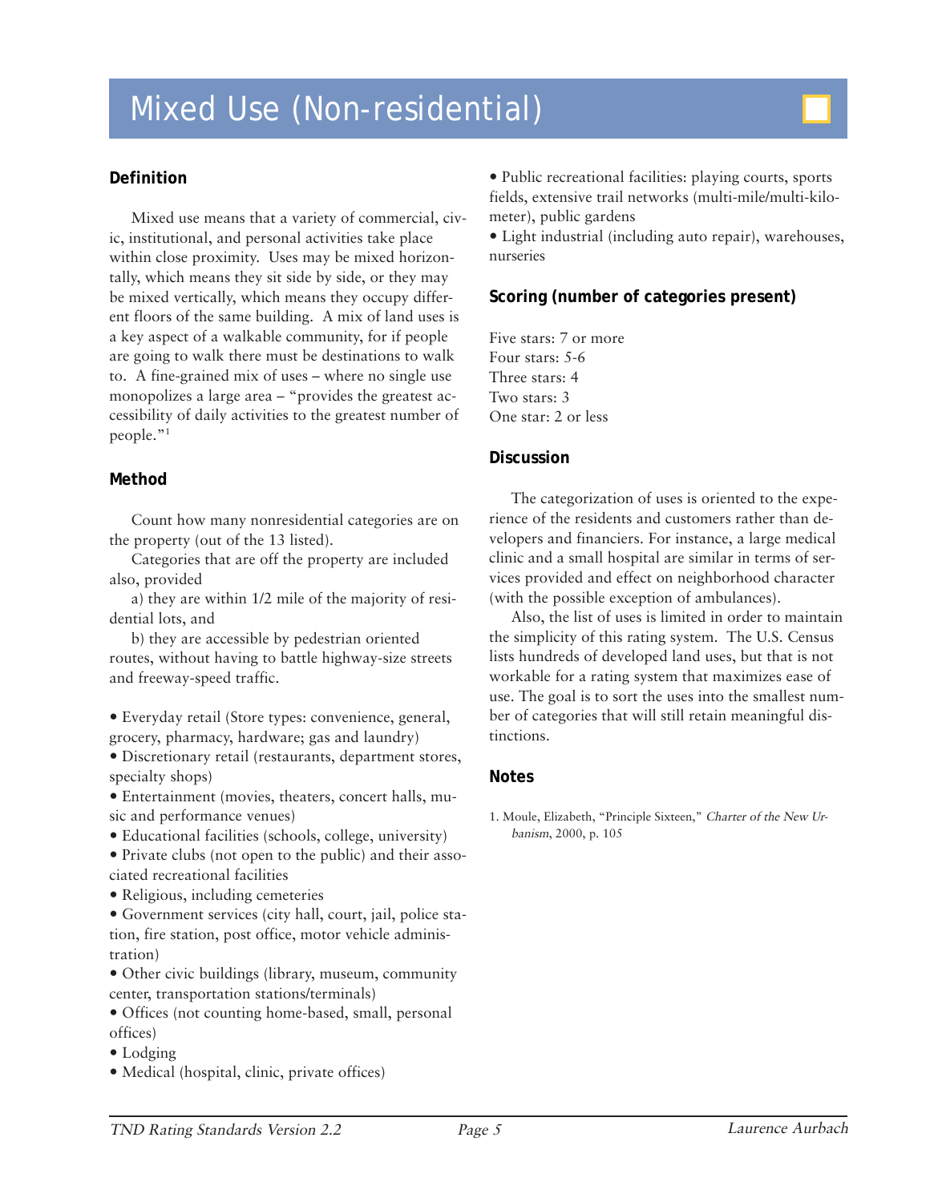# Mixed Use (Non-residential)

## Definition

Mixed use means that a variety of commercial, civic, institutional, and personal activities take place within close proximity. Uses may be mixed horizontally, which means they sit side by side, or they may be mixed vertically, which means they occupy different floors of the same building. A mix of land uses is a key aspect of a walkable community, for if people are going to walk there must be destinations to walk to. A fine-grained mix of uses – where no single use monopolizes a large area – "provides the greatest accessibility of daily activities to the greatest number of people."[1]

## Method

Count how many nonresidential categories are on the property (out of the 13 listed).

Categories that are off the property are included also, provided

a) they are within 1/2 mile of the majority of residential lots, and

b) they are accessible by pedestrian oriented routes, without having to battle highway-size streets and freeway-speed traffic.

- Everyday retail (Store types: convenience, general, grocery, pharmacy, hardware; gas and laundry)
- Discretionary retail (restaurants, department stores, specialty shops)
- Entertainment (movies, theaters, concert halls, music and performance venues)
- Educational facilities (schools, college, university)
- Private clubs (not open to the public) and their associated recreational facilities
- Religious, including cemeteries
- Government services (city hall, court, jail, police station, fire station, post office, motor vehicle administration)
- Other civic buildings (library, museum, community center, transportation stations/terminals)
- Offices (not counting home-based, small, personal offices)
- Lodging
- Medical (hospital, clinic, private offices)
- Public recreational facilities: playing courts, sports fields, extensive trail networks (multi-mile/multi-kilometer), public gardens
- Light industrial (including auto repair), warehouses, nurseries

## Scoring (number of categories present)

Five stars: 7 or more
Four stars: 5-6
Three stars: 4
Two stars: 3
One star: 2 or less

## Discussion

The categorization of uses is oriented to the experience of the residents and customers rather than developers and financiers. For instance, a large medical clinic and a small hospital are similar in terms of services provided and effect on neighborhood character (with the possible exception of ambulances).

Also, the list of uses is limited in order to maintain the simplicity of this rating system. The U.S. Census lists hundreds of developed land uses, but that is not workable for a rating system that maximizes ease of use. The goal is to sort the uses into the smallest number of categories that will still retain meaningful distinctions.

## Notes

1. Moule, Elizabeth, "Principle Sixteen," *Charter of the New Urbanism*, 2000, p. 105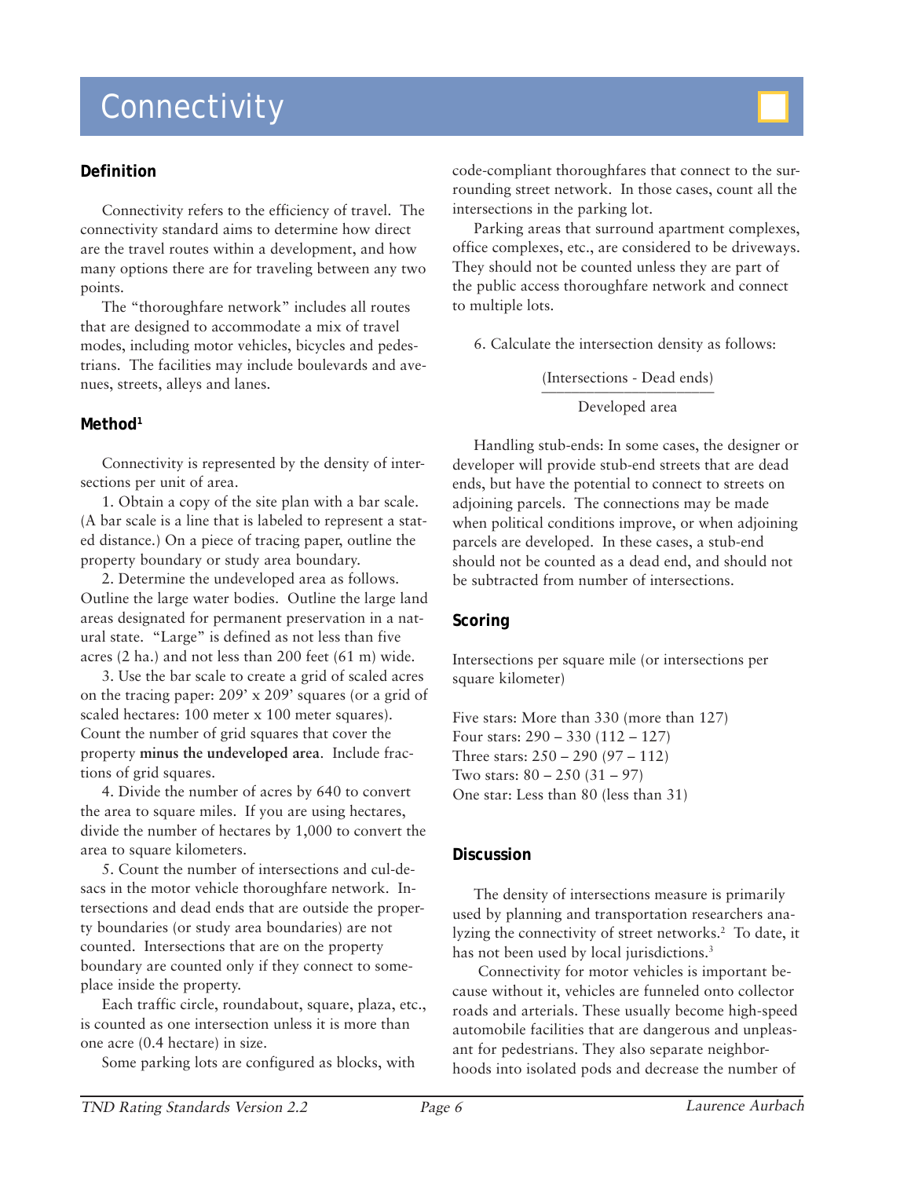# Connectivity

## Definition

Connectivity refers to the efficiency of travel. The connectivity standard aims to determine how direct are the travel routes within a development, and how many options there are for traveling between any two points.

The "thoroughfare network" includes all routes that are designed to accommodate a mix of travel modes, including motor vehicles, bicycles and pedestrians. The facilities may include boulevards and avenues, streets, alleys and lanes.

## Method[1]

Connectivity is represented by the density of intersections per unit of area.

1. Obtain a copy of the site plan with a bar scale. (A bar scale is a line that is labeled to represent a stated distance.) On a piece of tracing paper, outline the property boundary or study area boundary.

2. Determine the undeveloped area as follows. Outline the large water bodies. Outline the large land areas designated for permanent preservation in a natural state. "Large" is defined as not less than five acres (2 ha.) and not less than 200 feet (61 m) wide.

3. Use the bar scale to create a grid of scaled acres on the tracing paper: 209' x 209' squares (or a grid of scaled hectares: 100 meter x 100 meter squares). Count the number of grid squares that cover the property **minus the undeveloped area**. Include fractions of grid squares.

4. Divide the number of acres by 640 to convert the area to square miles. If you are using hectares, divide the number of hectares by 1,000 to convert the area to square kilometers.

5. Count the number of intersections and cul-de-sacs in the motor vehicle thoroughfare network. Intersections and dead ends that are outside the property boundaries (or study area boundaries) are not counted. Intersections that are on the property boundary are counted only if they connect to someplace inside the property.

Each traffic circle, roundabout, square, plaza, etc., is counted as one intersection unless it is more than one acre (0.4 hectare) in size.

Some parking lots are configured as blocks, with code-compliant thoroughfares that connect to the surrounding street network. In those cases, count all the intersections in the parking lot.

Parking areas that surround apartment complexes, office complexes, etc., are considered to be driveways. They should not be counted unless they are part of the public access thoroughfare network and connect to multiple lots.

6. Calculate the intersection density as follows:

$$\frac{\text{(Intersections - Dead ends)}}{\text{Developed area}}$$

Handling stub-ends: In some cases, the designer or developer will provide stub-end streets that are dead ends, but have the potential to connect to streets on adjoining parcels. The connections may be made when political conditions improve, or when adjoining parcels are developed. In these cases, a stub-end should not be counted as a dead end, and should not be subtracted from number of intersections.

## Scoring

Intersections per square mile (or intersections per square kilometer)

Five stars: More than 330 (more than 127)
Four stars: 290 – 330 (112 – 127)
Three stars: 250 – 290 (97 – 112)
Two stars: 80 – 250 (31 – 97)
One star: Less than 80 (less than 31)

## Discussion

The density of intersections measure is primarily used by planning and transportation researchers analyzing the connectivity of street networks.[2] To date, it has not been used by local jurisdictions.[3]

Connectivity for motor vehicles is important because without it, vehicles are funneled onto collector roads and arterials. These usually become high-speed automobile facilities that are dangerous and unpleasant for pedestrians. They also separate neighborhoods into isolated pods and decrease the number of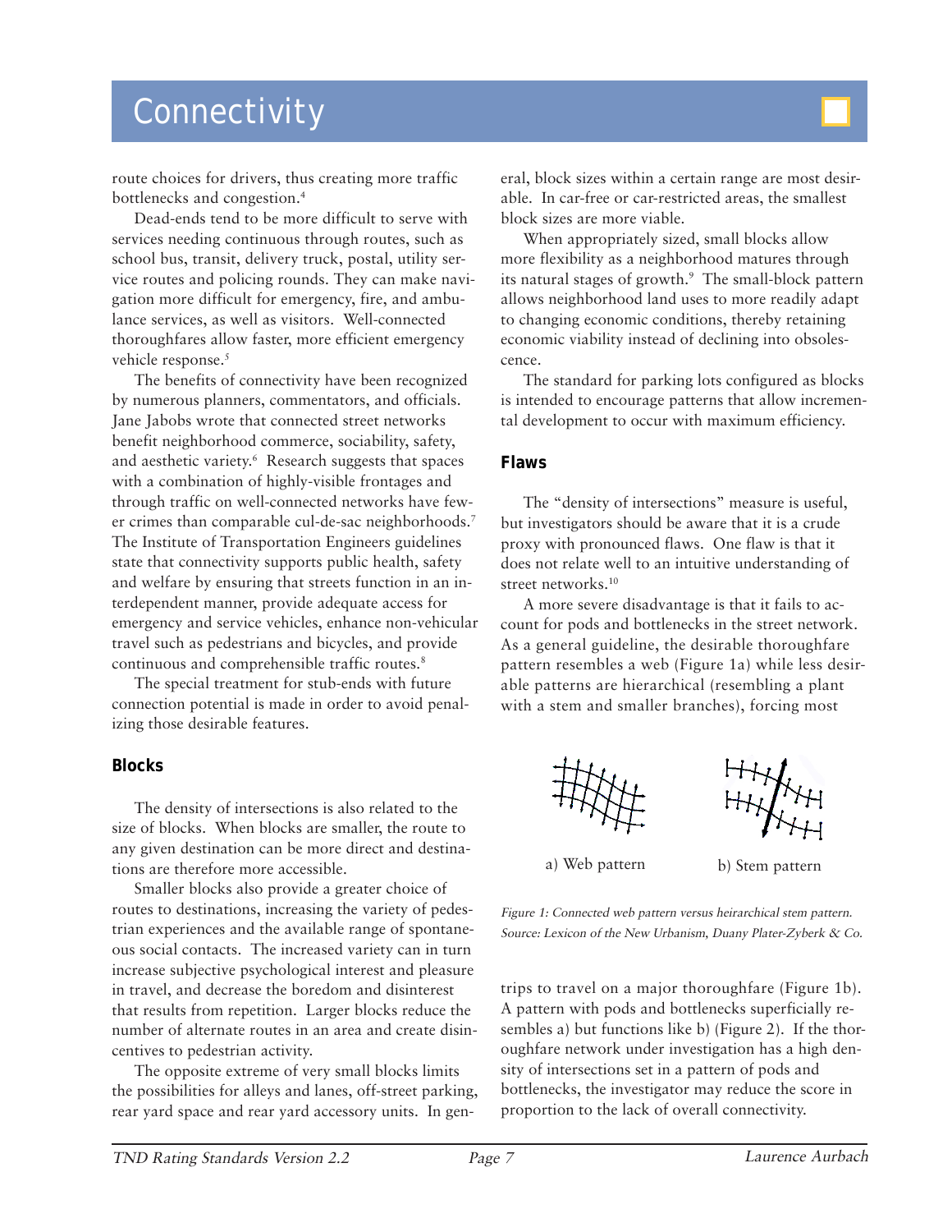# Connectivity

route choices for drivers, thus creating more traffic bottlenecks and congestion.[4]

Dead-ends tend to be more difficult to serve with services needing continuous through routes, such as school bus, transit, delivery truck, postal, utility service routes and policing rounds. They can make navigation more difficult for emergency, fire, and ambulance services, as well as visitors. Well-connected thoroughfares allow faster, more efficient emergency vehicle response.[5]

The benefits of connectivity have been recognized by numerous planners, commentators, and officials. Jane Jabobs wrote that connected street networks benefit neighborhood commerce, sociability, safety, and aesthetic variety.[6] Research suggests that spaces with a combination of highly-visible frontages and through traffic on well-connected networks have fewer crimes than comparable cul-de-sac neighborhoods.[7] The Institute of Transportation Engineers guidelines state that connectivity supports public health, safety and welfare by ensuring that streets function in an interdependent manner, provide adequate access for emergency and service vehicles, enhance non-vehicular travel such as pedestrians and bicycles, and provide continuous and comprehensible traffic routes.[8]

The special treatment for stub-ends with future connection potential is made in order to avoid penalizing those desirable features.

## Blocks

The density of intersections is also related to the size of blocks. When blocks are smaller, the route to any given destination can be more direct and destinations are therefore more accessible.

Smaller blocks also provide a greater choice of routes to destinations, increasing the variety of pedestrian experiences and the available range of spontaneous social contacts. The increased variety can in turn increase subjective psychological interest and pleasure in travel, and decrease the boredom and disinterest that results from repetition. Larger blocks reduce the number of alternate routes in an area and create disincentives to pedestrian activity.

The opposite extreme of very small blocks limits the possibilities for alleys and lanes, off-street parking, rear yard space and rear yard accessory units. In general, block sizes within a certain range are most desirable. In car-free or car-restricted areas, the smallest block sizes are more viable.

When appropriately sized, small blocks allow more flexibility as a neighborhood matures through its natural stages of growth.[9] The small-block pattern allows neighborhood land uses to more readily adapt to changing economic conditions, thereby retaining economic viability instead of declining into obsolescence.

The standard for parking lots configured as blocks is intended to encourage patterns that allow incremental development to occur with maximum efficiency.

## Flaws

The "density of intersections" measure is useful, but investigators should be aware that it is a crude proxy with pronounced flaws. One flaw is that it does not relate well to an intuitive understanding of street networks.[10]

A more severe disadvantage is that it fails to account for pods and bottlenecks in the street network. As a general guideline, the desirable thoroughfare pattern resembles a web (Figure 1a) while less desirable patterns are hierarchical (resembling a plant with a stem and smaller branches), forcing most trips to travel on a major thoroughfare (Figure 1b). A pattern with pods and bottlenecks superficially resembles a) but functions like b) (Figure 2). If the thoroughfare network under investigation has a high density of intersections set in a pattern of pods and bottlenecks, the investigator may reduce the score in proportion to the lack of overall connectivity.

a) Web pattern b) Stem pattern

*Figure 1: Connected web pattern versus heirarchical stem pattern. Source: Lexicon of the New Urbanism, Duany Plater-Zyberk & Co.*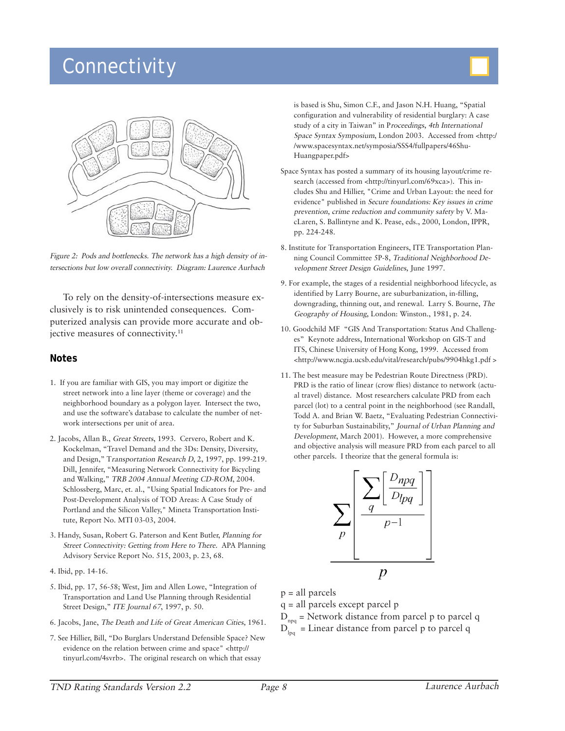# Connectivity

*Figure 2: Pods and bottlenecks. The network has a high density of intersections but low overall connectivity. Diagram: Laurence Aurbach*

To rely on the density-of-intersections measure exclusively is to risk unintended consequences. Computerized analysis can provide more accurate and objective measures of connectivity.[11]

### Notes

1. If you are familiar with GIS, you may import or digitize the street network into a line layer (theme or coverage) and the neighborhood boundary as a polygon layer. Intersect the two, and use the software's database to calculate the number of network intersections per unit of area.

2. Jacobs, Allan B., *Great Streets*, 1993. Cervero, Robert and K. Kockelman, "Travel Demand and the 3Ds: Density, Diversity, and Design," *Transportation Research D*, 2, 1997, pp. 199-219. Dill, Jennifer, "Measuring Network Connectivity for Bicycling and Walking," *TRB 2004 Annual Meeting CD-ROM*, 2004. Schlossberg, Marc, et. al., "Using Spatial Indicators for Pre- and Post-Development Analysis of TOD Areas: A Case Study of Portland and the Silicon Valley," Mineta Transportation Institute, Report No. MTI 03-03, 2004.

3. Handy, Susan, Robert G. Paterson and Kent Butler, *Planning for Street Connectivity: Getting from Here to There.* APA Planning Advisory Service Report No. 515, 2003, p. 23, 68.

4. Ibid, pp. 14-16.

5. Ibid, pp. 17, 56-58; West, Jim and Allen Lowe, "Integration of Transportation and Land Use Planning through Residential Street Design," *ITE Journal 67*, 1997, p. 50.

6. Jacobs, Jane, *The Death and Life of Great American Cities,* 1961.

7. See Hillier, Bill, "Do Burglars Understand Defensible Space? New evidence on the relation between crime and space" <http://tinyurl.com/4svrb>. The original research on which that essay is based is Shu, Simon C.F., and Jason N.H. Huang, "Spatial configuration and vulnerability of residential burglary: A case study of a city in Taiwan" in *Proceedings, 4th International Space Syntax Symposium*, London 2003. Accessed from <http://www.spacesyntax.net/symposia/SSS4/fullpapers/46Shu-Huangpaper.pdf>

   Space Syntax has posted a summary of its housing layout/crime research (accessed from <http://tinyurl.com/69xca>). This includes Shu and Hillier, "Crime and Urban Layout: the need for evidence" published in *Secure foundations: Key issues in crime prevention, crime reduction and community safety* by V. MaLaren, S. Ballintyne and K. Pease, eds., 2000, London, IPPR, pp. 224-248.

8. Institute for Transportation Engineers, ITE Transportation Planning Council Committee 5P-8, *Traditional Neighborhood Development Street Design Guidelines*, June 1997.

9. For example, the stages of a residential neighborhood lifecycle, as identified by Larry Bourne, are suburbanization, in-filling, downgrading, thinning out, and renewal. Larry S. Bourne, *The Geography of Housing*, London: Winston., 1981, p. 24.

10. Goodchild MF "GIS And Transportation: Status And Challenges" Keynote address, International Workshop on GIS-T and ITS, Chinese University of Hong Kong, 1999. Accessed from <http://www.ncgia.ucsb.edu/vital/research/pubs/9904hkg1.pdf >

11. The best measure may be Pedestrian Route Directness (PRD). PRD is the ratio of linear (crow flies) distance to network (actual travel) distance. Most researchers calculate PRD from each parcel (lot) to a central point in the neighborhood (see Randall, Todd A. and Brian W. Baetz, "Evaluating Pedestrian Connectivity for Suburban Sustainability," *Journal of Urban Planning and Development*, March 2001). However, a more comprehensive and objective analysis will measure PRD from each parcel to all other parcels. I theorize that the general formula is:

$$\frac{\sum_{p}\left[\frac{\sum_{q}\left[\frac{D_{npq}}{D_{lpq}}\right]}{p-1}\right]}{p}$$

$p$ = all parcels
$q$ = all parcels except parcel p
$D_{npq}$ = Network distance from parcel p to parcel q
$D_{lpq}$ = Linear distance from parcel p to parcel q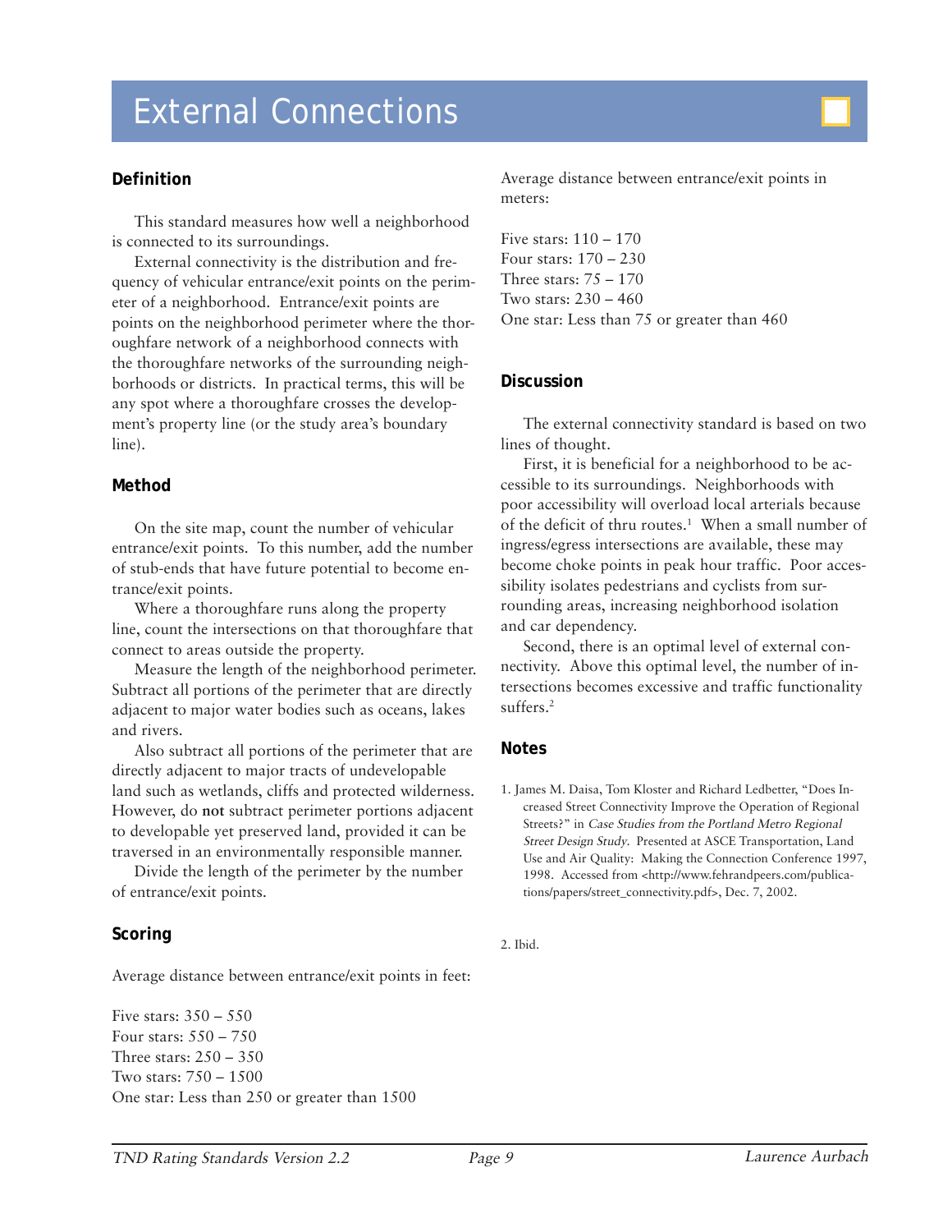# External Connections

## Definition

This standard measures how well a neighborhood is connected to its surroundings.

External connectivity is the distribution and frequency of vehicular entrance/exit points on the perimeter of a neighborhood. Entrance/exit points are points on the neighborhood perimeter where the thoroughfare network of a neighborhood connects with the thoroughfare networks of the surrounding neighborhoods or districts. In practical terms, this will be any spot where a thoroughfare crosses the development's property line (or the study area's boundary line).

## Method

On the site map, count the number of vehicular entrance/exit points. To this number, add the number of stub-ends that have future potential to become entrance/exit points.

Where a thoroughfare runs along the property line, count the intersections on that thoroughfare that connect to areas outside the property.

Measure the length of the neighborhood perimeter. Subtract all portions of the perimeter that are directly adjacent to major water bodies such as oceans, lakes and rivers.

Also subtract all portions of the perimeter that are directly adjacent to major tracts of undevelopable land such as wetlands, cliffs and protected wilderness. However, do **not** subtract perimeter portions adjacent to developable yet preserved land, provided it can be traversed in an environmentally responsible manner.

Divide the length of the perimeter by the number of entrance/exit points.

## Scoring

Average distance between entrance/exit points in feet:

Five stars: 350 – 550
Four stars: 550 – 750
Three stars: 250 – 350
Two stars: 750 – 1500
One star: Less than 250 or greater than 1500

Average distance between entrance/exit points in meters:

Five stars: 110 – 170
Four stars: 170 – 230
Three stars: 75 – 170
Two stars: 230 – 460
One star: Less than 75 or greater than 460

## Discussion

The external connectivity standard is based on two lines of thought.

First, it is beneficial for a neighborhood to be accessible to its surroundings. Neighborhoods with poor accessibility will overload local arterials because of the deficit of thru routes.[1] When a small number of ingress/egress intersections are available, these may become choke points in peak hour traffic. Poor accessibility isolates pedestrians and cyclists from surrounding areas, increasing neighborhood isolation and car dependency.

Second, there is an optimal level of external connectivity. Above this optimal level, the number of intersections becomes excessive and traffic functionality suffers.[2]

## Notes

1. James M. Daisa, Tom Kloster and Richard Ledbetter, "Does Increased Street Connectivity Improve the Operation of Regional Streets?" in *Case Studies from the Portland Metro Regional Street Design Study*. Presented at ASCE Transportation, Land Use and Air Quality: Making the Connection Conference 1997, 1998. Accessed from <http://www.fehrandpeers.com/publications/papers/street_connectivity.pdf>, Dec. 7, 2002.

2. Ibid.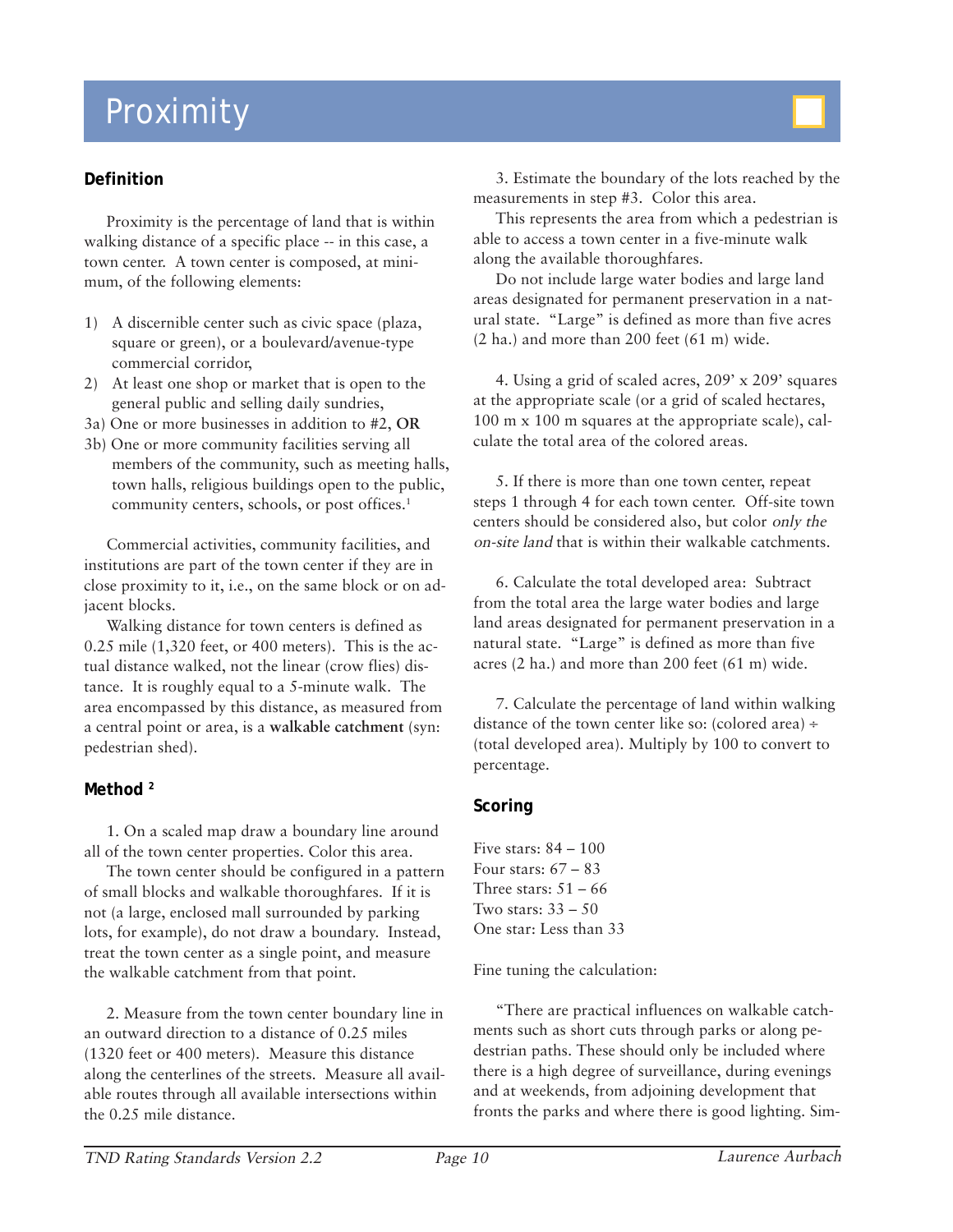# Proximity

### Definition

Proximity is the percentage of land that is within walking distance of a specific place -- in this case, a town center. A town center is composed, at minimum, of the following elements:

1) A discernible center such as civic space (plaza, square or green), or a boulevard/avenue-type commercial corridor,
2) At least one shop or market that is open to the general public and selling daily sundries,

3a) One or more businesses in addition to #2, **OR**

3b) One or more community facilities serving all members of the community, such as meeting halls, town halls, religious buildings open to the public, community centers, schools, or post offices.[1]

Commercial activities, community facilities, and institutions are part of the town center if they are in close proximity to it, i.e., on the same block or on adjacent blocks.

Walking distance for town centers is defined as 0.25 mile (1,320 feet, or 400 meters). This is the actual distance walked, not the linear (crow flies) distance. It is roughly equal to a 5-minute walk. The area encompassed by this distance, as measured from a central point or area, is a **walkable catchment** (syn: pedestrian shed).

### Method [2]

1. On a scaled map draw a boundary line around all of the town center properties. Color this area.

The town center should be configured in a pattern of small blocks and walkable thoroughfares. If it is not (a large, enclosed mall surrounded by parking lots, for example), do not draw a boundary. Instead, treat the town center as a single point, and measure the walkable catchment from that point.

2. Measure from the town center boundary line in an outward direction to a distance of 0.25 miles (1320 feet or 400 meters). Measure this distance along the centerlines of the streets. Measure all available routes through all available intersections within the 0.25 mile distance.

3. Estimate the boundary of the lots reached by the measurements in step #3. Color this area.

This represents the area from which a pedestrian is able to access a town center in a five-minute walk along the available thoroughfares.

Do not include large water bodies and large land areas designated for permanent preservation in a natural state. "Large" is defined as more than five acres (2 ha.) and more than 200 feet (61 m) wide.

4. Using a grid of scaled acres, 209' x 209' squares at the appropriate scale (or a grid of scaled hectares, 100 m x 100 m squares at the appropriate scale), calculate the total area of the colored areas.

5. If there is more than one town center, repeat steps 1 through 4 for each town center. Off-site town centers should be considered also, but color *only the on-site land* that is within their walkable catchments.

6. Calculate the total developed area: Subtract from the total area the large water bodies and large land areas designated for permanent preservation in a natural state. "Large" is defined as more than five acres (2 ha.) and more than 200 feet (61 m) wide.

7. Calculate the percentage of land within walking distance of the town center like so: (colored area) ÷ (total developed area). Multiply by 100 to convert to percentage.

### Scoring

Five stars: 84 – 100
Four stars: 67 – 83
Three stars: 51 – 66
Two stars: 33 – 50
One star: Less than 33

Fine tuning the calculation:

"There are practical influences on walkable catchments such as short cuts through parks or along pedestrian paths. These should only be included where there is a high degree of surveillance, during evenings and at weekends, from adjoining development that fronts the parks and where there is good lighting. Sim-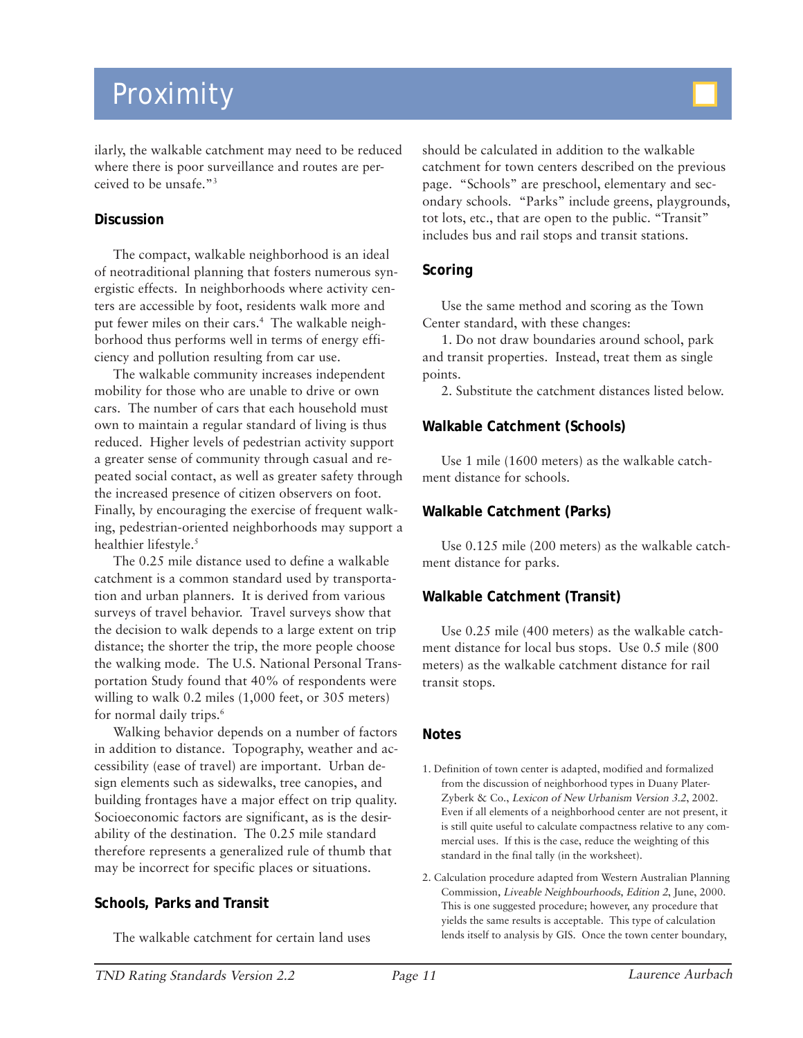# Proximity

ilarly, the walkable catchment may need to be reduced where there is poor surveillance and routes are perceived to be unsafe."[3]

### Discussion

The compact, walkable neighborhood is an ideal of neotraditional planning that fosters numerous synergistic effects. In neighborhoods where activity centers are accessible by foot, residents walk more and put fewer miles on their cars.[4] The walkable neighborhood thus performs well in terms of energy efficiency and pollution resulting from car use.

The walkable community increases independent mobility for those who are unable to drive or own cars. The number of cars that each household must own to maintain a regular standard of living is thus reduced. Higher levels of pedestrian activity support a greater sense of community through casual and repeated social contact, as well as greater safety through the increased presence of citizen observers on foot. Finally, by encouraging the exercise of frequent walking, pedestrian-oriented neighborhoods may support a healthier lifestyle.[5]

The 0.25 mile distance used to define a walkable catchment is a common standard used by transportation and urban planners. It is derived from various surveys of travel behavior. Travel surveys show that the decision to walk depends to a large extent on trip distance; the shorter the trip, the more people choose the walking mode. The U.S. National Personal Transportation Study found that 40% of respondents were willing to walk 0.2 miles (1,000 feet, or 305 meters) for normal daily trips.[6]

Walking behavior depends on a number of factors in addition to distance. Topography, weather and accessibility (ease of travel) are important. Urban design elements such as sidewalks, tree canopies, and building frontages have a major effect on trip quality. Socioeconomic factors are significant, as is the desirability of the destination. The 0.25 mile standard therefore represents a generalized rule of thumb that may be incorrect for specific places or situations.

### Schools, Parks and Transit

The walkable catchment for certain land uses should be calculated in addition to the walkable catchment for town centers described on the previous page. "Schools" are preschool, elementary and secondary schools. "Parks" include greens, playgrounds, tot lots, etc., that are open to the public. "Transit" includes bus and rail stops and transit stations.

### Scoring

Use the same method and scoring as the Town Center standard, with these changes:

1. Do not draw boundaries around school, park and transit properties. Instead, treat them as single points.
2. Substitute the catchment distances listed below.

### Walkable Catchment (Schools)

Use 1 mile (1600 meters) as the walkable catchment distance for schools.

### Walkable Catchment (Parks)

Use 0.125 mile (200 meters) as the walkable catchment distance for parks.

### Walkable Catchment (Transit)

Use 0.25 mile (400 meters) as the walkable catchment distance for local bus stops. Use 0.5 mile (800 meters) as the walkable catchment distance for rail transit stops.

### Notes

1. Definition of town center is adapted, modified and formalized from the discussion of neighborhood types in Duany Plater-Zyberk & Co., *Lexicon of New Urbanism Version 3.2*, 2002. Even if all elements of a neighborhood center are not present, it is still quite useful to calculate compactness relative to any commercial uses. If this is the case, reduce the weighting of this standard in the final tally (in the worksheet).

2. Calculation procedure adapted from Western Australian Planning Commission, *Liveable Neighbourhoods, Edition 2*, June, 2000. This is one suggested procedure; however, any procedure that yields the same results is acceptable. This type of calculation lends itself to analysis by GIS. Once the town center boundary,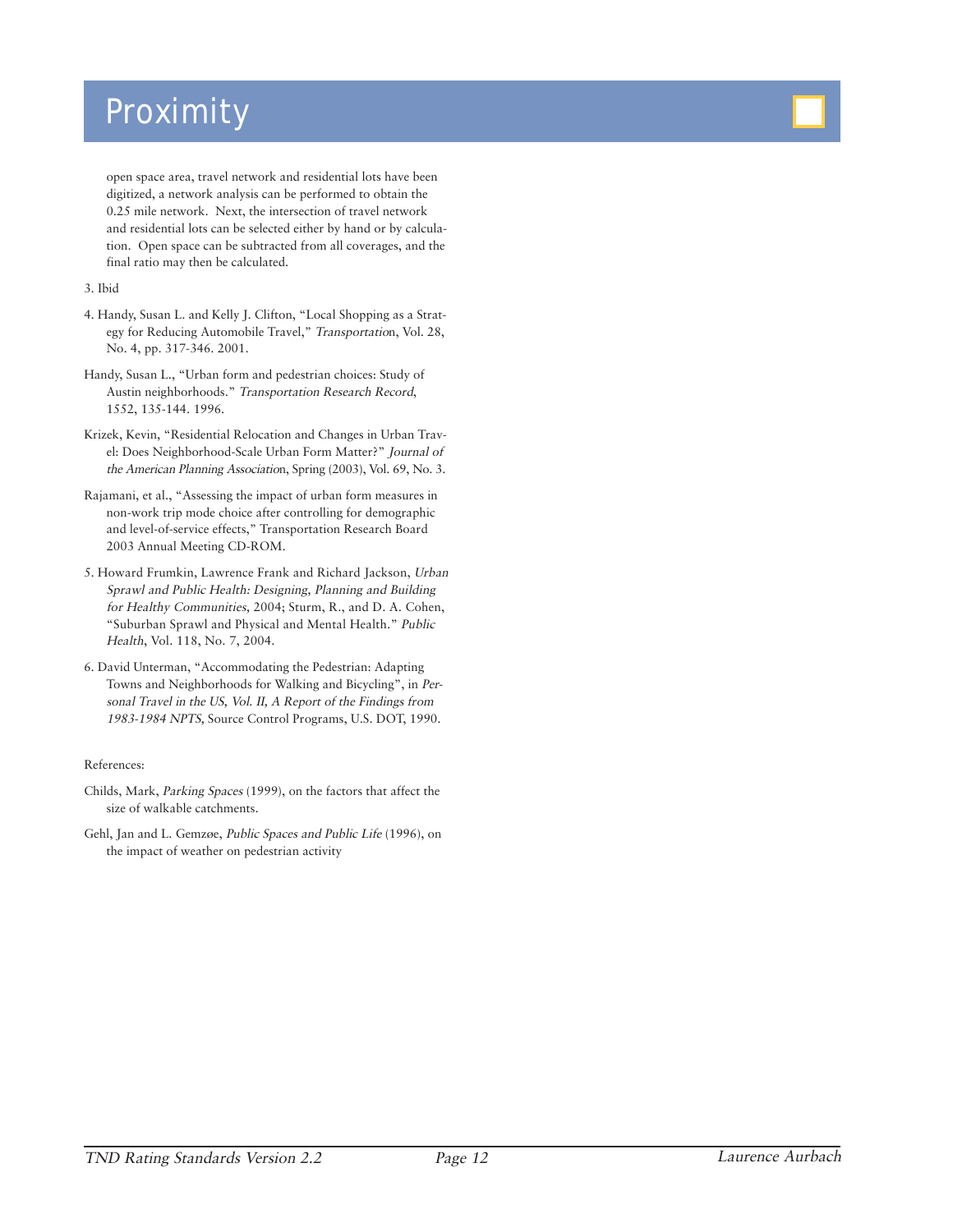# Proximity

open space area, travel network and residential lots have been digitized, a network analysis can be performed to obtain the 0.25 mile network. Next, the intersection of travel network and residential lots can be selected either by hand or by calculation. Open space can be subtracted from all coverages, and the final ratio may then be calculated.

3. Ibid

4. Handy, Susan L. and Kelly J. Clifton, "Local Shopping as a Strategy for Reducing Automobile Travel," *Transportation*, Vol. 28, No. 4, pp. 317-346. 2001.

Handy, Susan L., "Urban form and pedestrian choices: Study of Austin neighborhoods." *Transportation Research Record*, 1552, 135-144. 1996.

Krizek, Kevin, "Residential Relocation and Changes in Urban Travel: Does Neighborhood-Scale Urban Form Matter?" *Journal of the American Planning Association*, Spring (2003), Vol. 69, No. 3.

Rajamani, et al., "Assessing the impact of urban form measures in non-work trip mode choice after controlling for demographic and level-of-service effects," Transportation Research Board 2003 Annual Meeting CD-ROM.

5. Howard Frumkin, Lawrence Frank and Richard Jackson, *Urban Sprawl and Public Health: Designing, Planning and Building for Healthy Communities*, 2004; Sturm, R., and D. A. Cohen, "Suburban Sprawl and Physical and Mental Health." *Public Health*, Vol. 118, No. 7, 2004.

6. David Unterman, "Accommodating the Pedestrian: Adapting Towns and Neighborhoods for Walking and Bicycling", in *Personal Travel in the US, Vol. II, A Report of the Findings from 1983-1984 NPTS*, Source Control Programs, U.S. DOT, 1990.

References:

Childs, Mark, *Parking Spaces* (1999), on the factors that affect the size of walkable catchments.

Gehl, Jan and L. Gemzøe, *Public Spaces and Public Life* (1996), on the impact of weather on pedestrian activity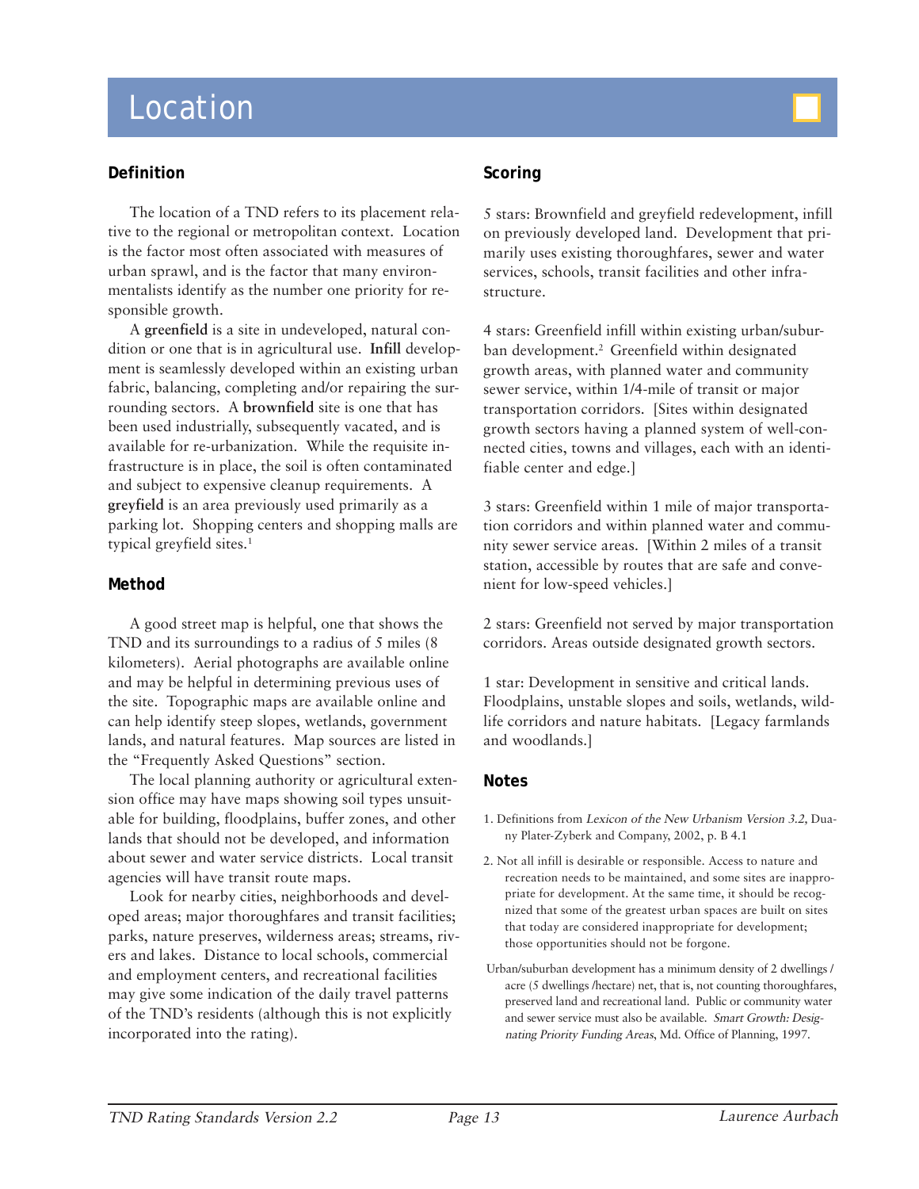# Location

## Definition

The location of a TND refers to its placement relative to the regional or metropolitan context. Location is the factor most often associated with measures of urban sprawl, and is the factor that many environmentalists identify as the number one priority for responsible growth.

A **greenfield** is a site in undeveloped, natural condition or one that is in agricultural use. **Infill** development is seamlessly developed within an existing urban fabric, balancing, completing and/or repairing the surrounding sectors. A **brownfield** site is one that has been used industrially, subsequently vacated, and is available for re-urbanization. While the requisite infrastructure is in place, the soil is often contaminated and subject to expensive cleanup requirements. A **greyfield** is an area previously used primarily as a parking lot. Shopping centers and shopping malls are typical greyfield sites.[1]

## Method

A good street map is helpful, one that shows the TND and its surroundings to a radius of 5 miles (8 kilometers). Aerial photographs are available online and may be helpful in determining previous uses of the site. Topographic maps are available online and can help identify steep slopes, wetlands, government lands, and natural features. Map sources are listed in the "Frequently Asked Questions" section.

The local planning authority or agricultural extension office may have maps showing soil types unsuitable for building, floodplains, buffer zones, and other lands that should not be developed, and information about sewer and water service districts. Local transit agencies will have transit route maps.

Look for nearby cities, neighborhoods and developed areas; major thoroughfares and transit facilities; parks, nature preserves, wilderness areas; streams, rivers and lakes. Distance to local schools, commercial and employment centers, and recreational facilities may give some indication of the daily travel patterns of the TND's residents (although this is not explicitly incorporated into the rating).

## Scoring

5 stars: Brownfield and greyfield redevelopment, infill on previously developed land. Development that primarily uses existing thoroughfares, sewer and water services, schools, transit facilities and other infrastructure.

4 stars: Greenfield infill within existing urban/suburban development.[2] Greenfield within designated growth areas, with planned water and community sewer service, within 1/4-mile of transit or major transportation corridors. [Sites within designated growth sectors having a planned system of well-connected cities, towns and villages, each with an identifiable center and edge.]

3 stars: Greenfield within 1 mile of major transportation corridors and within planned water and community sewer service areas. [Within 2 miles of a transit station, accessible by routes that are safe and convenient for low-speed vehicles.]

2 stars: Greenfield not served by major transportation corridors. Areas outside designated growth sectors.

1 star: Development in sensitive and critical lands. Floodplains, unstable slopes and soils, wetlands, wildlife corridors and nature habitats. [Legacy farmlands and woodlands.]

## Notes

1. Definitions from *Lexicon of the New Urbanism Version 3.2*, Duany Plater-Zyberk and Company, 2002, p. B 4.1

2. Not all infill is desirable or responsible. Access to nature and recreation needs to be maintained, and some sites are inappropriate for development. At the same time, it should be recognized that some of the greatest urban spaces are built on sites that today are considered inappropriate for development; those opportunities should not be forgone.

Urban/suburban development has a minimum density of 2 dwellings / acre (5 dwellings /hectare) net, that is, not counting thoroughfares, preserved land and recreational land. Public or community water and sewer service must also be available. *Smart Growth: Designating Priority Funding Areas*, Md. Office of Planning, 1997.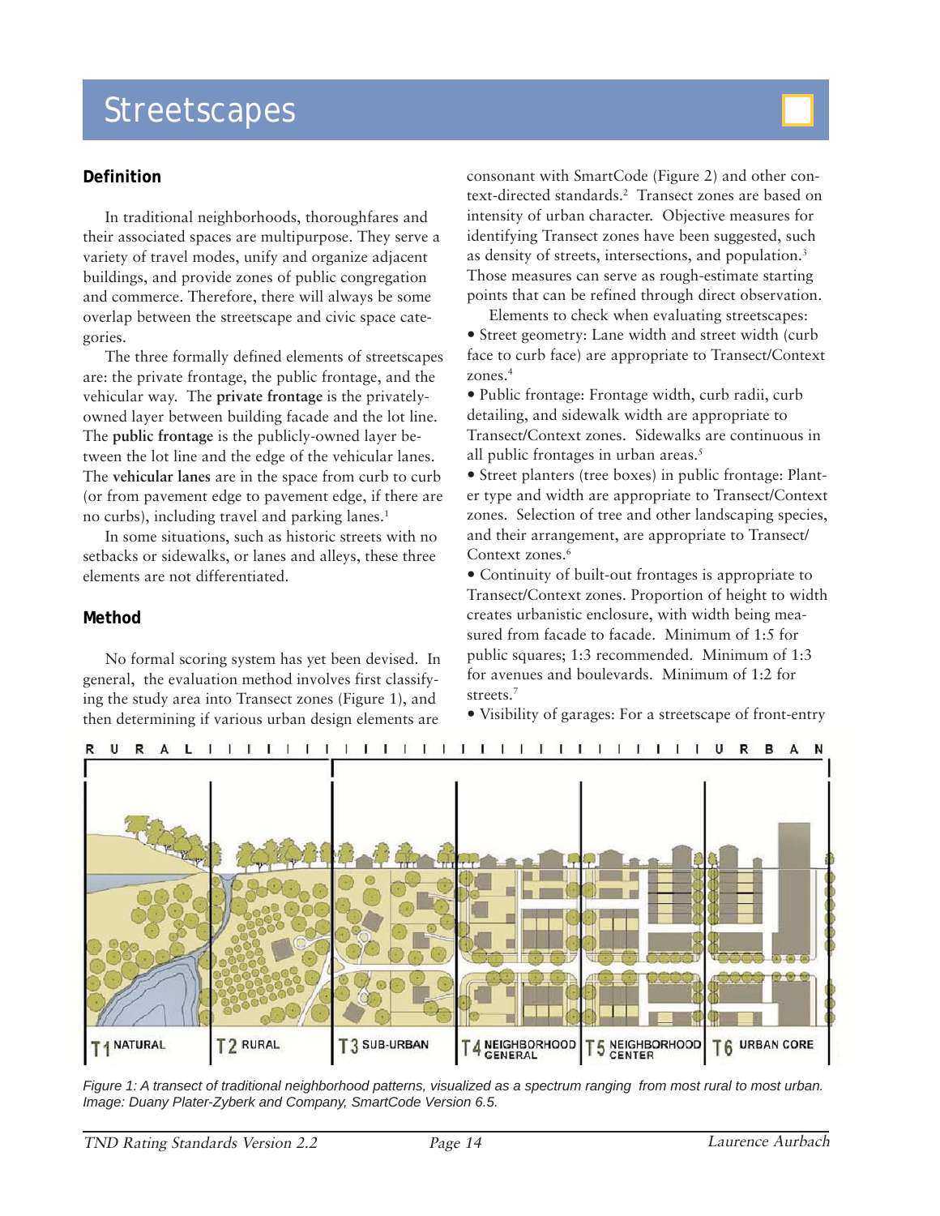# Streetscapes

## Definition

In traditional neighborhoods, thoroughfares and their associated spaces are multipurpose. They serve a variety of travel modes, unify and organize adjacent buildings, and provide zones of public congregation and commerce. Therefore, there will always be some overlap between the streetscape and civic space categories.

The three formally defined elements of streetscapes are: the private frontage, the public frontage, and the vehicular way. The **private frontage** is the privately-owned layer between building facade and the lot line. The **public frontage** is the publicly-owned layer between the lot line and the edge of the vehicular lanes. The **vehicular lanes** are in the space from curb to curb (or from pavement edge to pavement edge, if there are no curbs), including travel and parking lanes.[1]

In some situations, such as historic streets with no setbacks or sidewalks, or lanes and alleys, these three elements are not differentiated.

## Method

No formal scoring system has yet been devised. In general, the evaluation method involves first classifying the study area into Transect zones (Figure 1), and then determining if various urban design elements are consonant with SmartCode (Figure 2) and other context-directed standards.[2] Transect zones are based on intensity of urban character. Objective measures for identifying Transect zones have been suggested, such as density of streets, intersections, and population.[3] Those measures can serve as rough-estimate starting points that can be refined through direct observation.

Elements to check when evaluating streetscapes:

- Street geometry: Lane width and street width (curb face to curb face) are appropriate to Transect/Context zones.[4]
- Public frontage: Frontage width, curb radii, curb detailing, and sidewalk width are appropriate to Transect/Context zones. Sidewalks are continuous in all public frontages in urban areas.[5]
- Street planters (tree boxes) in public frontage: Planter type and width are appropriate to Transect/Context zones. Selection of tree and other landscaping species, and their arrangement, are appropriate to Transect/Context zones.[6]
- Continuity of built-out frontages is appropriate to Transect/Context zones. Proportion of height to width creates urbanistic enclosure, with width being measured from facade to facade. Minimum of 1:5 for public squares; 1:3 recommended. Minimum of 1:3 for avenues and boulevards. Minimum of 1:2 for streets.[7]
- Visibility of garages: For a streetscape of front-entry

*Figure 1: A transect of traditional neighborhood patterns, visualized as a spectrum ranging from most rural to most urban. Image: Duany Plater-Zyberk and Company, SmartCode Version 6.5.*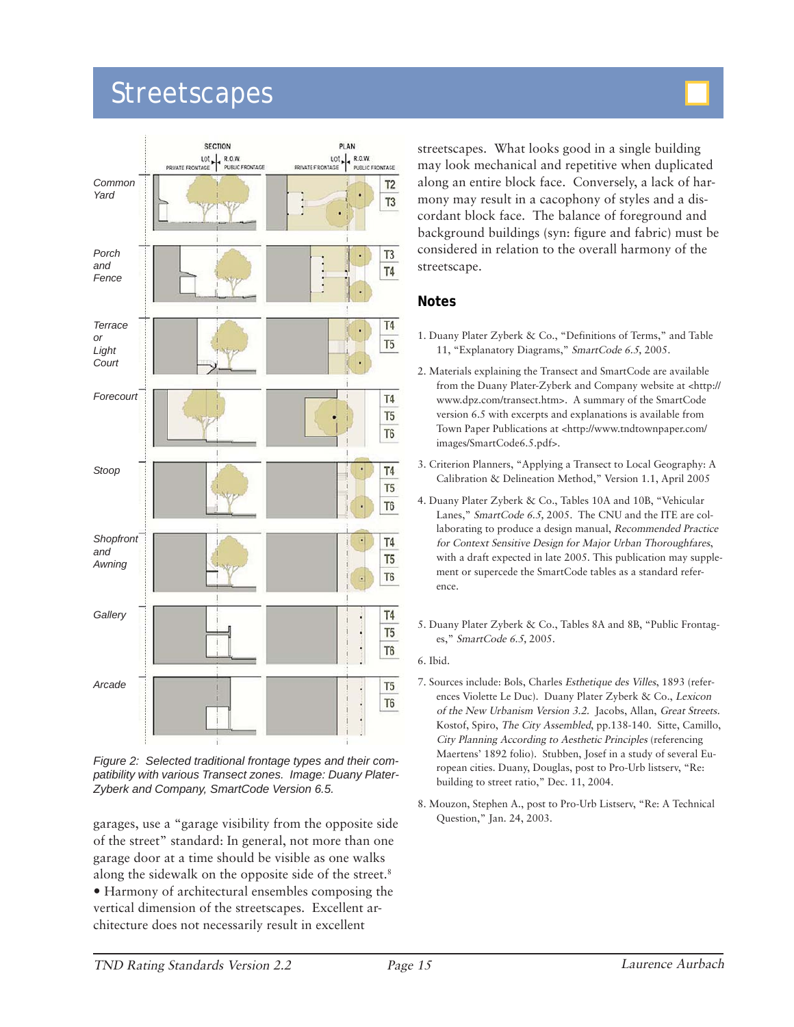# Streetscapes

Figure 2: Selected traditional frontage types and their compatibility with various Transect zones. Image: Duany Plater-Zyberk and Company, SmartCode Version 6.5.

garages, use a "garage visibility from the opposite side of the street" standard: In general, not more than one garage door at a time should be visible as one walks along the sidewalk on the opposite side of the street.[8]

• Harmony of architectural ensembles composing the vertical dimension of the streetscapes. Excellent architecture does not necessarily result in excellent streetscapes. What looks good in a single building may look mechanical and repetitive when duplicated along an entire block face. Conversely, a lack of harmony may result in a cacophony of styles and a discordant block face. The balance of foreground and background buildings (syn: figure and fabric) must be considered in relation to the overall harmony of the streetscape.

## Notes

1. Duany Plater Zyberk & Co., "Definitions of Terms," and Table 11, "Explanatory Diagrams," *SmartCode 6.5*, 2005.

2. Materials explaining the Transect and SmartCode are available from the Duany Plater-Zyberk and Company website at <http://www.dpz.com/transect.htm>. A summary of the SmartCode version 6.5 with excerpts and explanations is available from Town Paper Publications at <http://www.tndtownpaper.com/images/SmartCode6.5.pdf>.

3. Criterion Planners, "Applying a Transect to Local Geography: A Calibration & Delineation Method," Version 1.1, April 2005

4. Duany Plater Zyberk & Co., Tables 10A and 10B, "Vehicular Lanes," *SmartCode 6.5*, 2005. The CNU and the ITE are collaborating to produce a design manual, *Recommended Practice for Context Sensitive Design for Major Urban Thoroughfares*, with a draft expected in late 2005. This publication may supplement or supercede the SmartCode tables as a standard reference.

5. Duany Plater Zyberk & Co., Tables 8A and 8B, "Public Frontages," *SmartCode 6.5*, 2005.

6. Ibid.

7. Sources include: Bols, Charles *Esthetique des Villes*, 1893 (references Violette Le Duc). Duany Plater Zyberk & Co., *Lexicon of the New Urbanism Version 3.2.* Jacobs, Allan, *Great Streets.* Kostof, Spiro, *The City Assembled*, pp.138-140. Sitte, Camillo, *City Planning According to Aesthetic Principles* (referencing Maertens' 1892 folio). Stubben, Josef in a study of several European cities. Duany, Douglas, post to Pro-Urb listserv, "Re: building to street ratio," Dec. 11, 2004.

8. Mouzon, Stephen A., post to Pro-Urb Listserv, "Re: A Technical Question," Jan. 24, 2003.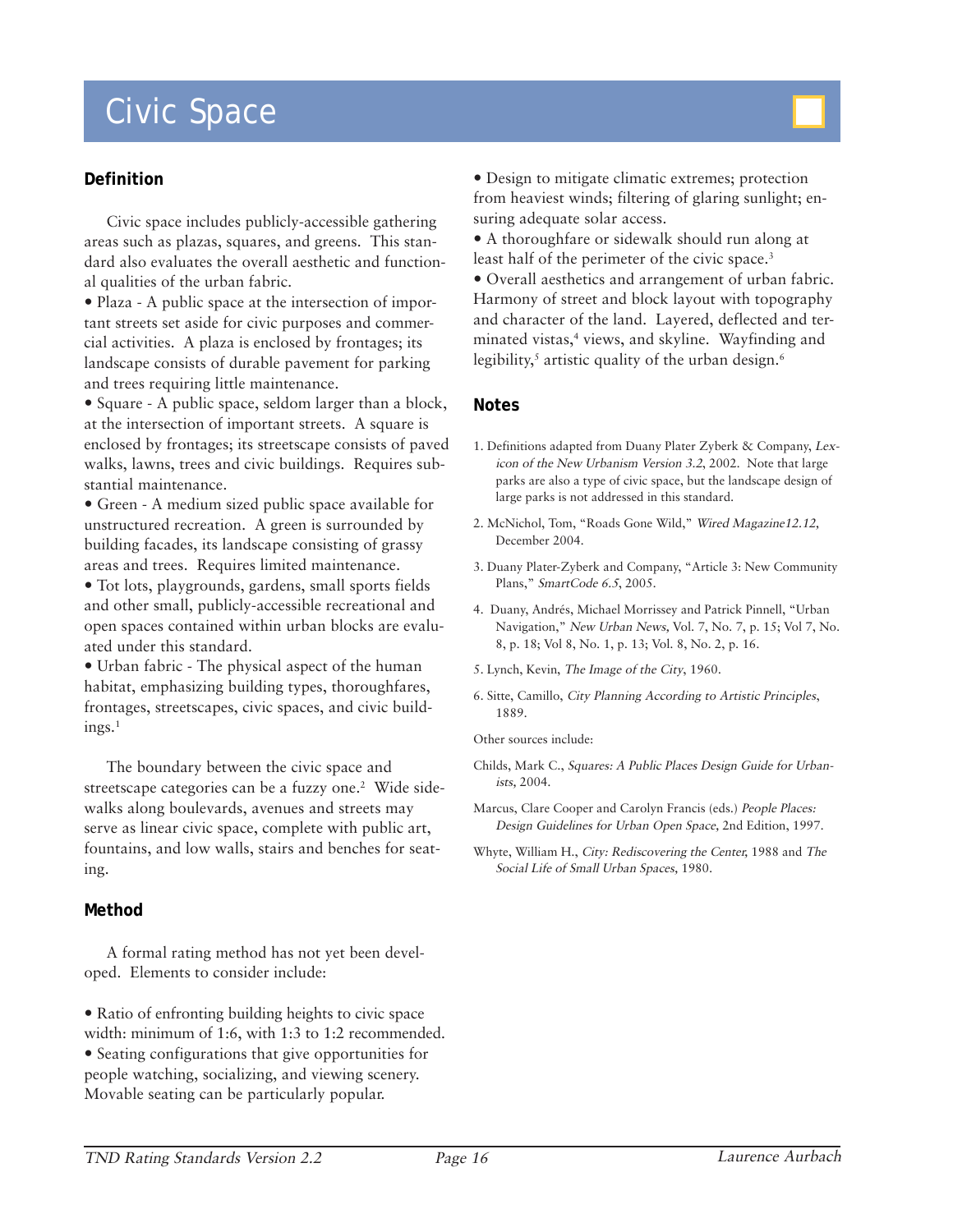# Civic Space

## Definition

Civic space includes publicly-accessible gathering areas such as plazas, squares, and greens. This standard also evaluates the overall aesthetic and functional qualities of the urban fabric.

- Plaza - A public space at the intersection of important streets set aside for civic purposes and commercial activities. A plaza is enclosed by frontages; its landscape consists of durable pavement for parking and trees requiring little maintenance.
- Square - A public space, seldom larger than a block, at the intersection of important streets. A square is enclosed by frontages; its streetscape consists of paved walks, lawns, trees and civic buildings. Requires substantial maintenance.
- Green - A medium sized public space available for unstructured recreation. A green is surrounded by building facades, its landscape consisting of grassy areas and trees. Requires limited maintenance.
- Tot lots, playgrounds, gardens, small sports fields and other small, publicly-accessible recreational and open spaces contained within urban blocks are evaluated under this standard.
- Urban fabric - The physical aspect of the human habitat, emphasizing building types, thoroughfares, frontages, streetscapes, civic spaces, and civic buildings.[1]

The boundary between the civic space and streetscape categories can be a fuzzy one.[2] Wide sidewalks along boulevards, avenues and streets may serve as linear civic space, complete with public art, fountains, and low walls, stairs and benches for seating.

## Method

A formal rating method has not yet been developed. Elements to consider include:

- Ratio of enfronting building heights to civic space width: minimum of 1:6, with 1:3 to 1:2 recommended.
- Seating configurations that give opportunities for people watching, socializing, and viewing scenery. Movable seating can be particularly popular.
- Design to mitigate climatic extremes; protection from heaviest winds; filtering of glaring sunlight; ensuring adequate solar access.
- A thoroughfare or sidewalk should run along at least half of the perimeter of the civic space.[3]
- Overall aesthetics and arrangement of urban fabric. Harmony of street and block layout with topography and character of the land. Layered, deflected and terminated vistas,[4] views, and skyline. Wayfinding and legibility,[5] artistic quality of the urban design.[6]

## Notes

1. Definitions adapted from Duany Plater Zyberk & Company, *Lexicon of the New Urbanism Version 3.2*, 2002. Note that large parks are also a type of civic space, but the landscape design of large parks is not addressed in this standard.

2. McNichol, Tom, "Roads Gone Wild," *Wired Magazine12.12*, December 2004.

3. Duany Plater-Zyberk and Company, "Article 3: New Community Plans," *SmartCode 6.5*, 2005.

4. Duany, Andrés, Michael Morrissey and Patrick Pinnell, "Urban Navigation," *New Urban News*, Vol. 7, No. 7, p. 15; Vol 7, No. 8, p. 18; Vol 8, No. 1, p. 13; Vol. 8, No. 2, p. 16.

5. Lynch, Kevin, *The Image of the City*, 1960.

6. Sitte, Camillo, *City Planning According to Artistic Principles*, 1889.

Other sources include:

Childs, Mark C., *Squares: A Public Places Design Guide for Urbanists*, 2004.

Marcus, Clare Cooper and Carolyn Francis (eds.) *People Places: Design Guidelines for Urban Open Space*, 2nd Edition, 1997.

Whyte, William H., *City: Rediscovering the Center*, 1988 and *The Social Life of Small Urban Spaces*, 1980.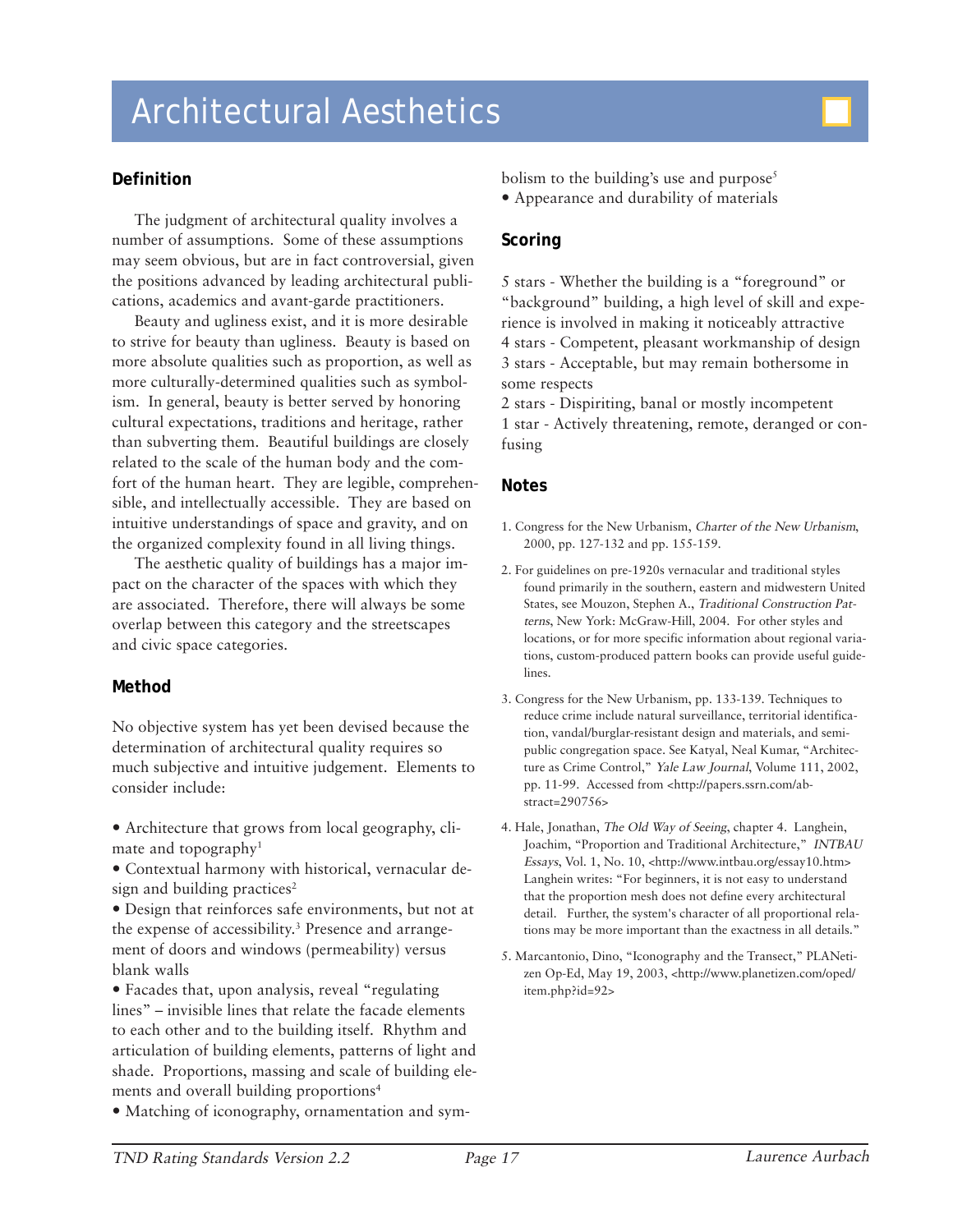# Architectural Aesthetics

## Definition

The judgment of architectural quality involves a number of assumptions. Some of these assumptions may seem obvious, but are in fact controversial, given the positions advanced by leading architectural publications, academics and avant-garde practitioners.

Beauty and ugliness exist, and it is more desirable to strive for beauty than ugliness. Beauty is based on more absolute qualities such as proportion, as well as more culturally-determined qualities such as symbolism. In general, beauty is better served by honoring cultural expectations, traditions and heritage, rather than subverting them. Beautiful buildings are closely related to the scale of the human body and the comfort of the human heart. They are legible, comprehensible, and intellectually accessible. They are based on intuitive understandings of space and gravity, and on the organized complexity found in all living things.

The aesthetic quality of buildings has a major impact on the character of the spaces with which they are associated. Therefore, there will always be some overlap between this category and the streetscapes and civic space categories.

## Method

No objective system has yet been devised because the determination of architectural quality requires so much subjective and intuitive judgement. Elements to consider include:

- Architecture that grows from local geography, climate and topography[1]
- Contextual harmony with historical, vernacular design and building practices[2]
- Design that reinforces safe environments, but not at the expense of accessibility.[3] Presence and arrangement of doors and windows (permeability) versus blank walls
- Facades that, upon analysis, reveal "regulating lines" – invisible lines that relate the facade elements to each other and to the building itself. Rhythm and articulation of building elements, patterns of light and shade. Proportions, massing and scale of building elements and overall building proportions[4]
- Matching of iconography, ornamentation and symbolism to the building's use and purpose[5]
- Appearance and durability of materials

## Scoring

5 stars - Whether the building is a "foreground" or "background" building, a high level of skill and experience is involved in making it noticeably attractive
4 stars - Competent, pleasant workmanship of design
3 stars - Acceptable, but may remain bothersome in some respects
2 stars - Dispiriting, banal or mostly incompetent
1 star - Actively threatening, remote, deranged or confusing

## Notes

1. Congress for the New Urbanism, *Charter of the New Urbanism*, 2000, pp. 127-132 and pp. 155-159.
2. For guidelines on pre-1920s vernacular and traditional styles found primarily in the southern, eastern and midwestern United States, see Mouzon, Stephen A., *Traditional Construction Patterns*, New York: McGraw-Hill, 2004. For other styles and locations, or for more specific information about regional variations, custom-produced pattern books can provide useful guidelines.
3. Congress for the New Urbanism, pp. 133-139. Techniques to reduce crime include natural surveillance, territorial identification, vandal/burglar-resistant design and materials, and semi-public congregation space. See Katyal, Neal Kumar, "Architecture as Crime Control," *Yale Law Journal*, Volume 111, 2002, pp. 11-99. Accessed from <http://papers.ssrn.com/abstract=290756>
4. Hale, Jonathan, *The Old Way of Seeing*, chapter 4. Langhein, Joachim, "Proportion and Traditional Architecture," *INTBAU Essays*, Vol. 1, No. 10, <http://www.intbau.org/essay10.htm> Langhein writes: "For beginners, it is not easy to understand that the proportion mesh does not define every architectural detail. Further, the system's character of all proportional relations may be more important than the exactness in all details."
5. Marcantonio, Dino, "Iconography and the Transect," PLANetizen Op-Ed, May 19, 2003, <http://www.planetizen.com/oped/item.php?id=92>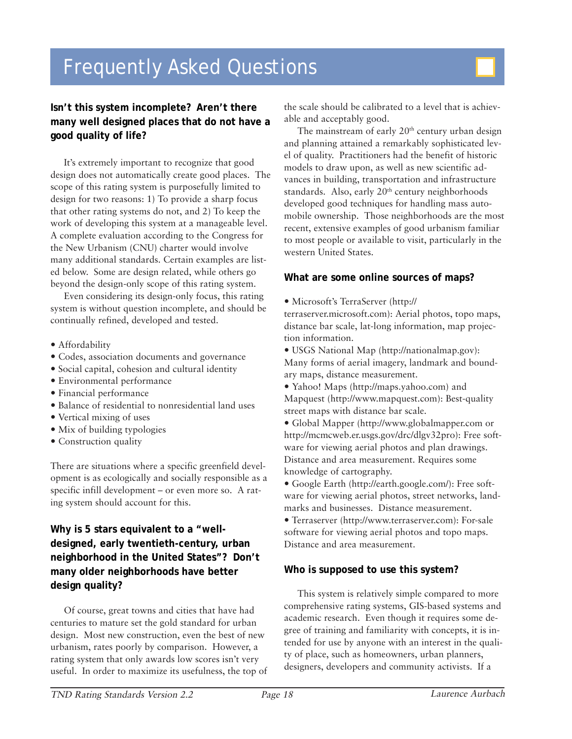# Frequently Asked Questions

### Isn't this system incomplete? Aren't there many well designed places that do not have a good quality of life?

It's extremely important to recognize that good design does not automatically create good places. The scope of this rating system is purposefully limited to design for two reasons: 1) To provide a sharp focus that other rating systems do not, and 2) To keep the work of developing this system at a manageable level. A complete evaluation according to the Congress for the New Urbanism (CNU) charter would involve many additional standards. Certain examples are listed below. Some are design related, while others go beyond the design-only scope of this rating system.

Even considering its design-only focus, this rating system is without question incomplete, and should be continually refined, developed and tested.

- Affordability
- Codes, association documents and governance
- Social capital, cohesion and cultural identity
- Environmental performance
- Financial performance
- Balance of residential to nonresidential land uses
- Vertical mixing of uses
- Mix of building typologies
- Construction quality

There are situations where a specific greenfield development is as ecologically and socially responsible as a specific infill development – or even more so. A rating system should account for this.

### Why is 5 stars equivalent to a "well-designed, early twentieth-century, urban neighborhood in the United States"? Don't many older neighborhoods have better design quality?

Of course, great towns and cities that have had centuries to mature set the gold standard for urban design. Most new construction, even the best of new urbanism, rates poorly by comparison. However, a rating system that only awards low scores isn't very useful. In order to maximize its usefulness, the top of the scale should be calibrated to a level that is achievable and acceptably good.

The mainstream of early 20th century urban design and planning attained a remarkably sophisticated level of quality. Practitioners had the benefit of historic models to draw upon, as well as new scientific advances in building, transportation and infrastructure standards. Also, early 20th century neighborhoods developed good techniques for handling mass automobile ownership. Those neighborhoods are the most recent, extensive examples of good urbanism familiar to most people or available to visit, particularly in the western United States.

### What are some online sources of maps?

- Microsoft's TerraServer (http://terraserver.microsoft.com): Aerial photos, topo maps, distance bar scale, lat-long information, map projection information.
- USGS National Map (http://nationalmap.gov): Many forms of aerial imagery, landmark and boundary maps, distance measurement.
- Yahoo! Maps (http://maps.yahoo.com) and Mapquest (http://www.mapquest.com): Best-quality street maps with distance bar scale.
- Global Mapper (http://www.globalmapper.com or http://mcmcweb.er.usgs.gov/drc/dlgv32pro): Free software for viewing aerial photos and plan drawings. Distance and area measurement. Requires some knowledge of cartography.
- Google Earth (http://earth.google.com/): Free software for viewing aerial photos, street networks, landmarks and businesses. Distance measurement.
- Terraserver (http://www.terraserver.com): For-sale software for viewing aerial photos and topo maps. Distance and area measurement.

### Who is supposed to use this system?

This system is relatively simple compared to more comprehensive rating systems, GIS-based systems and academic research. Even though it requires some degree of training and familiarity with concepts, it is intended for use by anyone with an interest in the quality of place, such as homeowners, urban planners, designers, developers and community activists. If a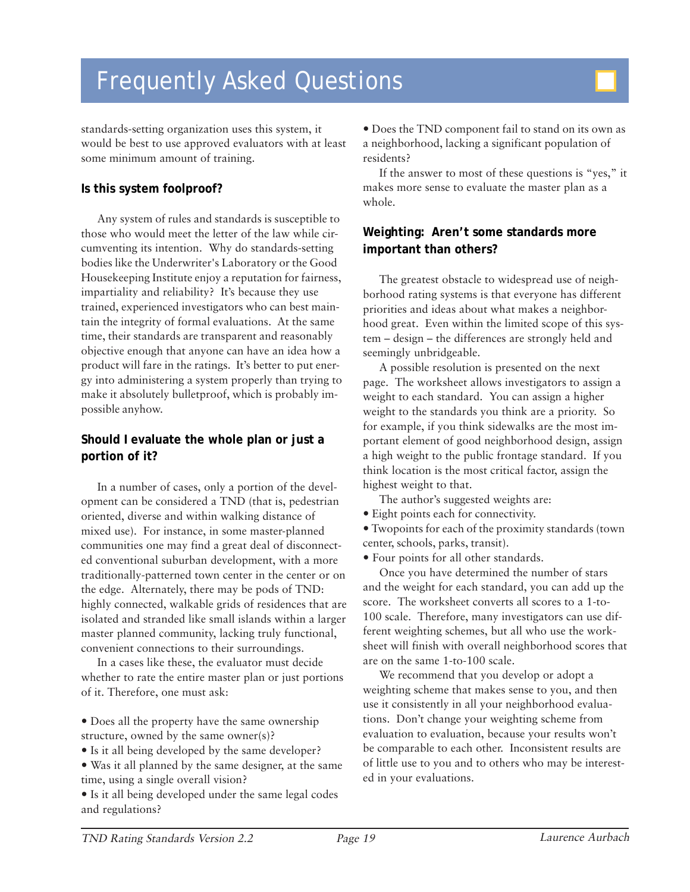# Frequently Asked Questions

standards-setting organization uses this system, it would be best to use approved evaluators with at least some minimum amount of training.

### Is this system foolproof?

Any system of rules and standards is susceptible to those who would meet the letter of the law while circumventing its intention. Why do standards-setting bodies like the Underwriter's Laboratory or the Good Housekeeping Institute enjoy a reputation for fairness, impartiality and reliability? It's because they use trained, experienced investigators who can best maintain the integrity of formal evaluations. At the same time, their standards are transparent and reasonably objective enough that anyone can have an idea how a product will fare in the ratings. It's better to put energy into administering a system properly than trying to make it absolutely bulletproof, which is probably impossible anyhow.

### Should I evaluate the whole plan or just a portion of it?

In a number of cases, only a portion of the development can be considered a TND (that is, pedestrian oriented, diverse and within walking distance of mixed use). For instance, in some master-planned communities one may find a great deal of disconnected conventional suburban development, with a more traditionally-patterned town center in the center or on the edge. Alternately, there may be pods of TND: highly connected, walkable grids of residences that are isolated and stranded like small islands within a larger master planned community, lacking truly functional, convenient connections to their surroundings.

In a cases like these, the evaluator must decide whether to rate the entire master plan or just portions of it. Therefore, one must ask:

- Does all the property have the same ownership structure, owned by the same owner(s)?
- Is it all being developed by the same developer?
- Was it all planned by the same designer, at the same time, using a single overall vision?
- Is it all being developed under the same legal codes and regulations?
- Does the TND component fail to stand on its own as a neighborhood, lacking a significant population of residents?

If the answer to most of these questions is "yes," it makes more sense to evaluate the master plan as a whole.

### Weighting: Aren't some standards more important than others?

The greatest obstacle to widespread use of neighborhood rating systems is that everyone has different priorities and ideas about what makes a neighborhood great. Even within the limited scope of this system – design – the differences are strongly held and seemingly unbridgeable.

A possible resolution is presented on the next page. The worksheet allows investigators to assign a weight to each standard. You can assign a higher weight to the standards you think are a priority. So for example, if you think sidewalks are the most important element of good neighborhood design, assign a high weight to the public frontage standard. If you think location is the most critical factor, assign the highest weight to that.

The author's suggested weights are:

- Eight points each for connectivity.
- Twopoints for each of the proximity standards (town center, schools, parks, transit).
- Four points for all other standards.

Once you have determined the number of stars and the weight for each standard, you can add up the score. The worksheet converts all scores to a 1-to-100 scale. Therefore, many investigators can use different weighting schemes, but all who use the worksheet will finish with overall neighborhood scores that are on the same 1-to-100 scale.

We recommend that you develop or adopt a weighting scheme that makes sense to you, and then use it consistently in all your neighborhood evaluations. Don't change your weighting scheme from evaluation to evaluation, because your results won't be comparable to each other. Inconsistent results are of little use to you and to others who may be interested in your evaluations.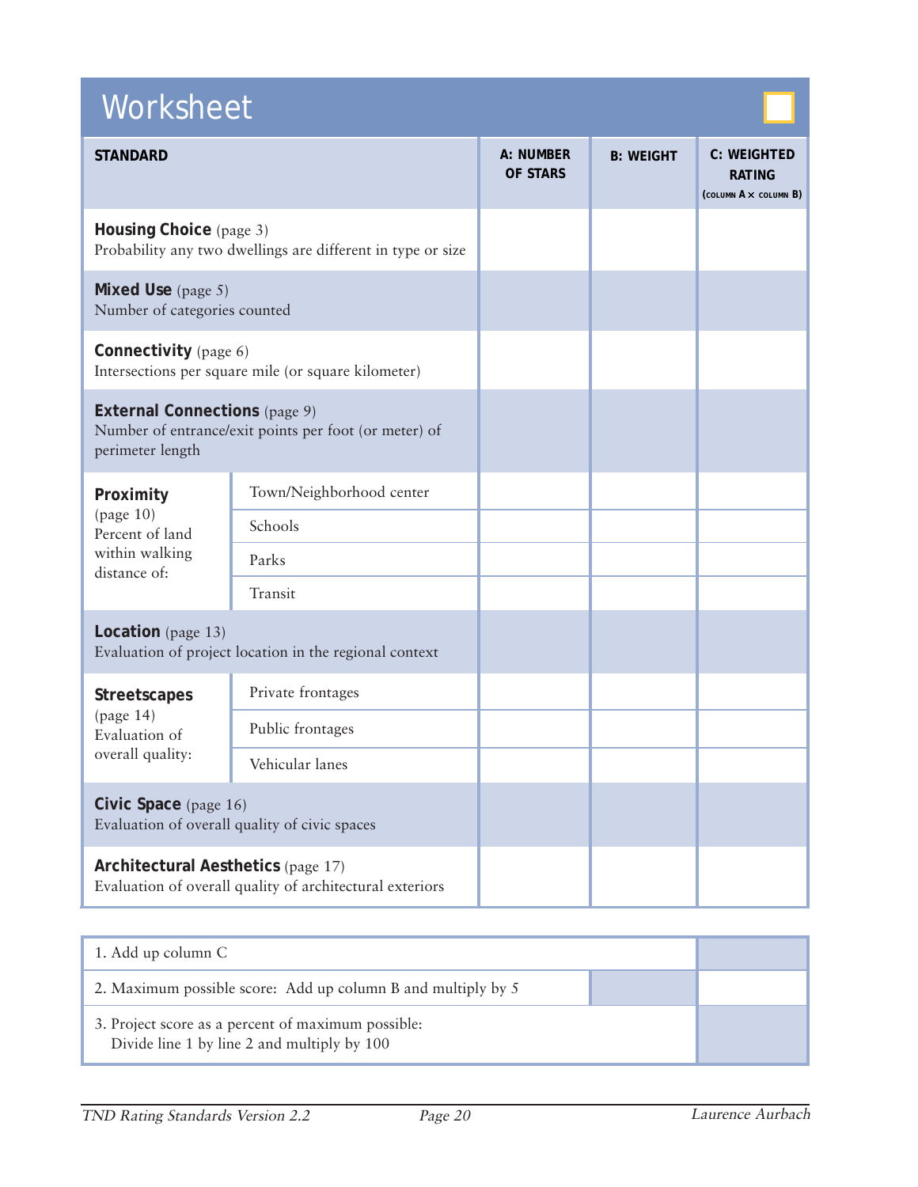# Worksheet

| STANDARD | | A: NUMBER OF STARS | B: WEIGHT | C: WEIGHTED RATING (COLUMN A × COLUMN B) |
|---|---|---|---|---|
| **Housing Choice** (page 3) Probability any two dwellings are different in type or size | | | | |
| **Mixed Use** (page 5) Number of categories counted | | | | |
| **Connectivity** (page 6) Intersections per square mile (or square kilometer) | | | | |
| **External Connections** (page 9) Number of entrance/exit points per foot (or meter) of perimeter length | | | | |
| **Proximity** (page 10) Percent of land within walking distance of: | Town/Neighborhood center | | | |
| | Schools | | | |
| | Parks | | | |
| | Transit | | | |
| **Location** (page 13) Evaluation of project location in the regional context | | | | |
| **Streetscapes** (page 14) Evaluation of overall quality: | Private frontages | | | |
| | Public frontages | | | |
| | Vehicular lanes | | | |
| **Civic Space** (page 16) Evaluation of overall quality of civic spaces | | | | |
| **Architectural Aesthetics** (page 17) Evaluation of overall quality of architectural exteriors | | | | |

| | | |
|---|---|---|
| 1. Add up column C | | |
| 2. Maximum possible score: Add up column B and multiply by 5 | | |
| 3. Project score as a percent of maximum possible: Divide line 1 by line 2 and multiply by 100 | | |